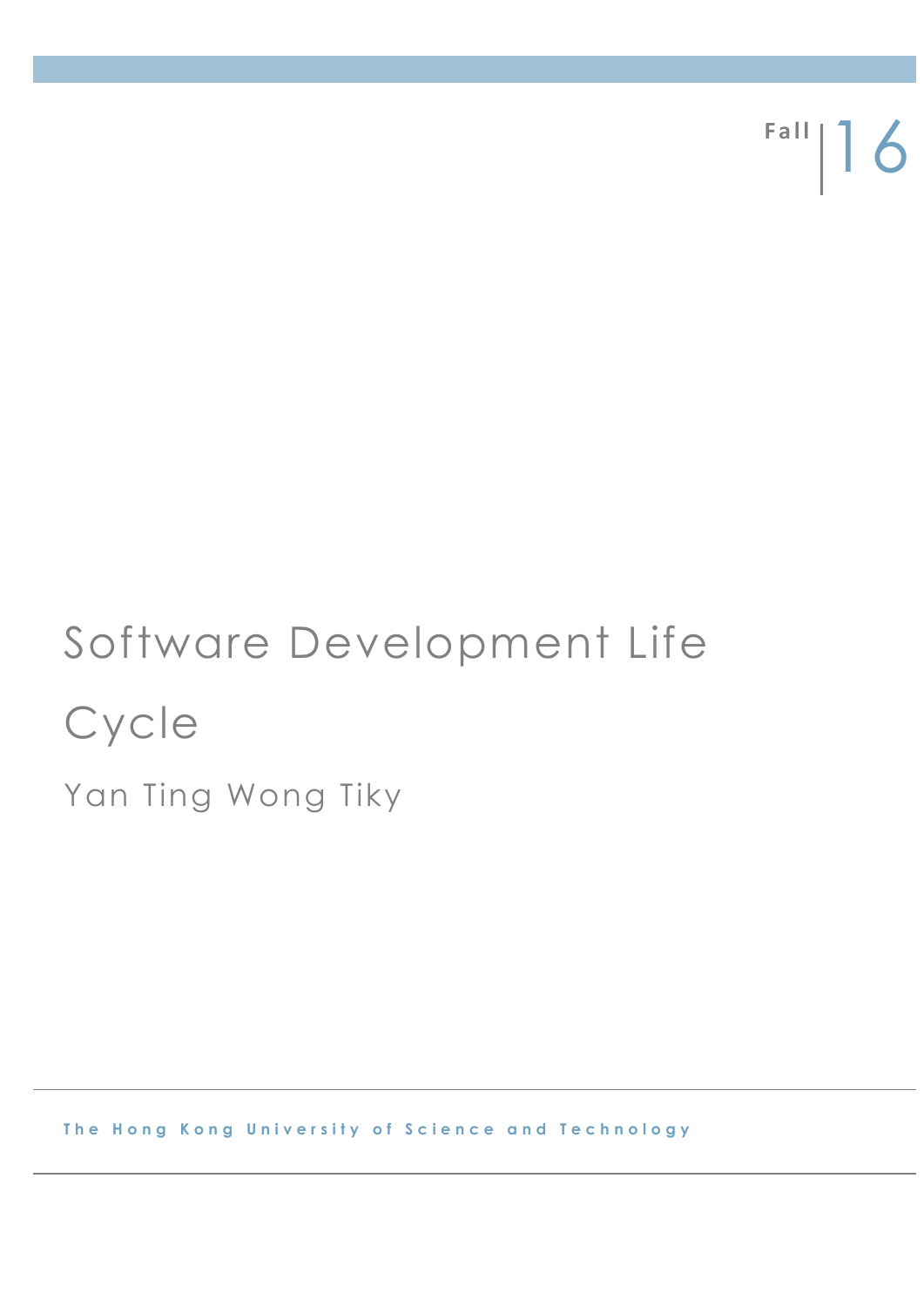Fall | 16

# Software Development Life Cycle

Yan Ting Wong Tiky

**The Hong Kong University of Science and Technology**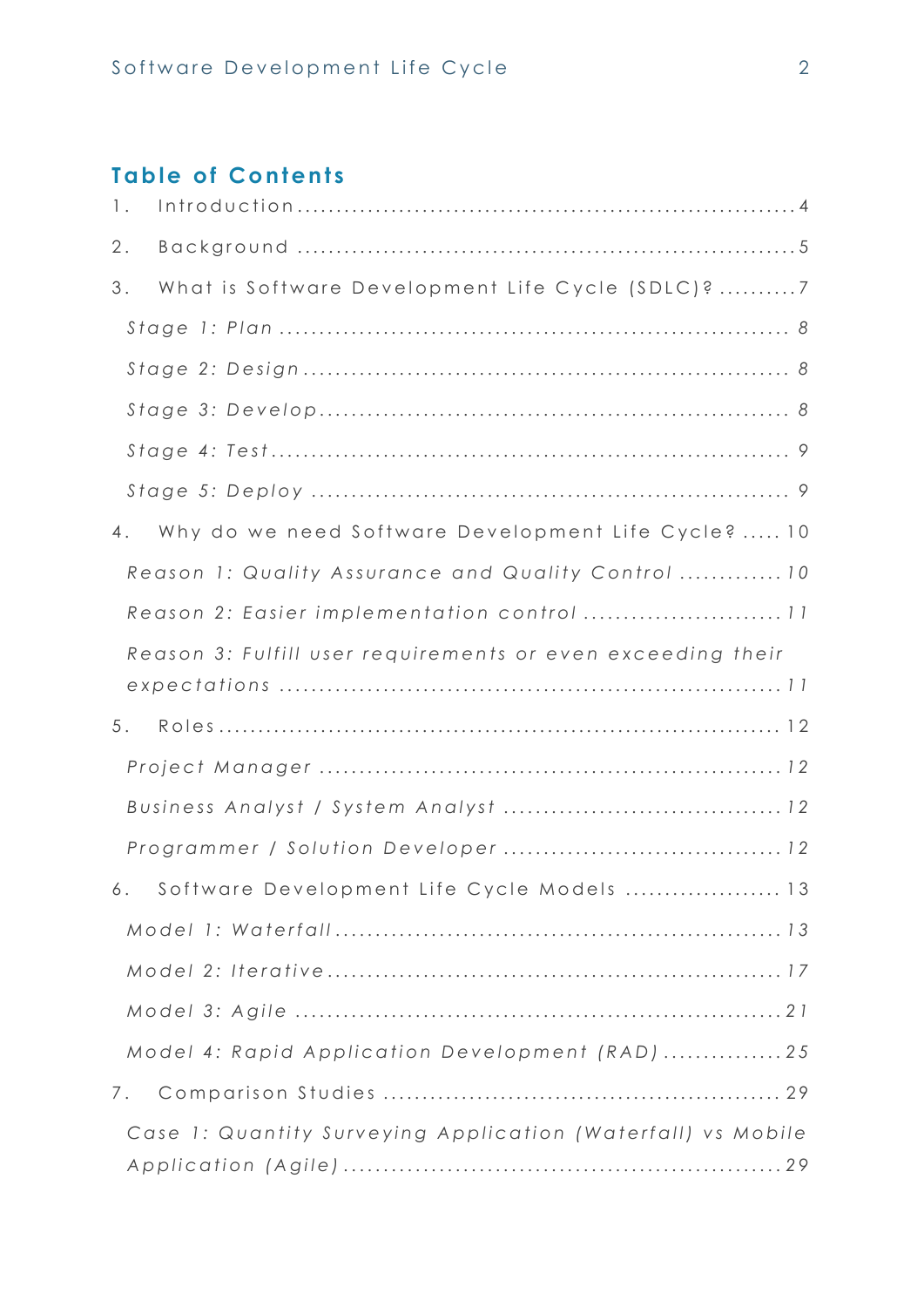## Table of Contents

1. Introduction .......... 4
2. Background .......... 5
3. What is Software Development Life Cycle (SDLC)? .......... 7
   - *Stage 1: Plan* .......... 8
   - *Stage 2: Design* .......... 8
   - *Stage 3: Develop* .......... 8
   - *Stage 4: Test* .......... 9
   - *Stage 5: Deploy* .......... 9
4. Why do we need Software Development Life Cycle? .......... 10
   - *Reason 1: Quality Assurance and Quality Control* .......... 10
   - *Reason 2: Easier implementation control* .......... 11
   - *Reason 3: Fulfill user requirements or even exceeding their expectations* .......... 11
5. Roles .......... 12
   - *Project Manager* .......... 12
   - *Business Analyst / System Analyst* .......... 12
   - *Programmer / Solution Developer* .......... 12
6. Software Development Life Cycle Models .......... 13
   - *Model 1: Waterfall* .......... 13
   - *Model 2: Iterative* .......... 17
   - *Model 3: Agile* .......... 21
   - *Model 4: Rapid Application Development (RAD)* .......... 25
7. Comparison Studies .......... 29
   - *Case 1: Quantity Surveying Application (Waterfall) vs Mobile Application (Agile)* .......... 29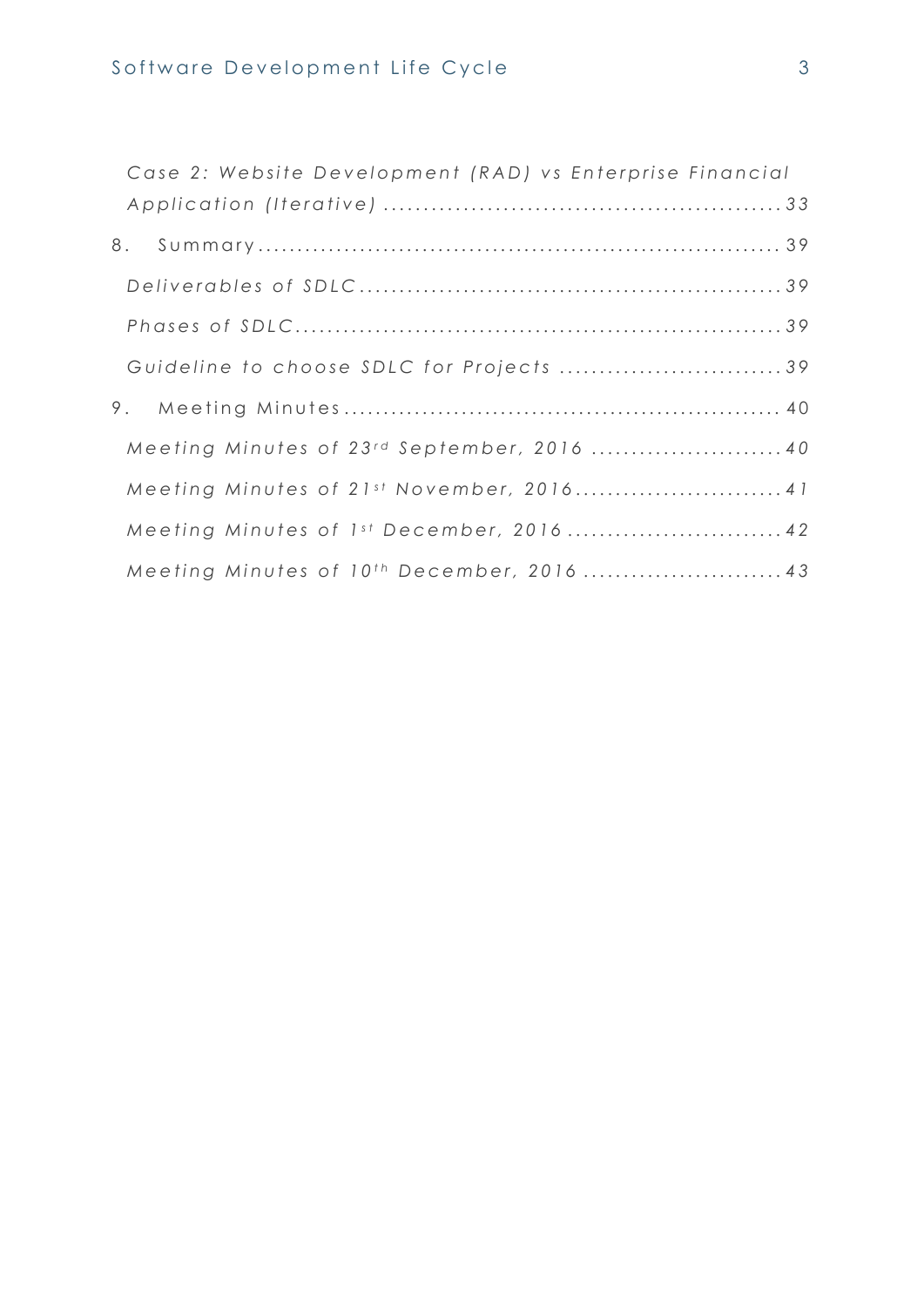*Case 2: Website Development (RAD) vs Enterprise Financial Application (Iterative)* ............ *33*

8. Summary ............ 39

*Deliverables of SDLC* ............ *39*

*Phases of SDLC* ............ *39*

*Guideline to choose SDLC for Projects* ............ *39*

9. Meeting Minutes ............ 40

*Meeting Minutes of 23rd September, 2016* ............ *40*

*Meeting Minutes of 21st November, 2016* ............ *41*

*Meeting Minutes of 1st December, 2016* ............ *42*

*Meeting Minutes of 10th December, 2016* ............ *43*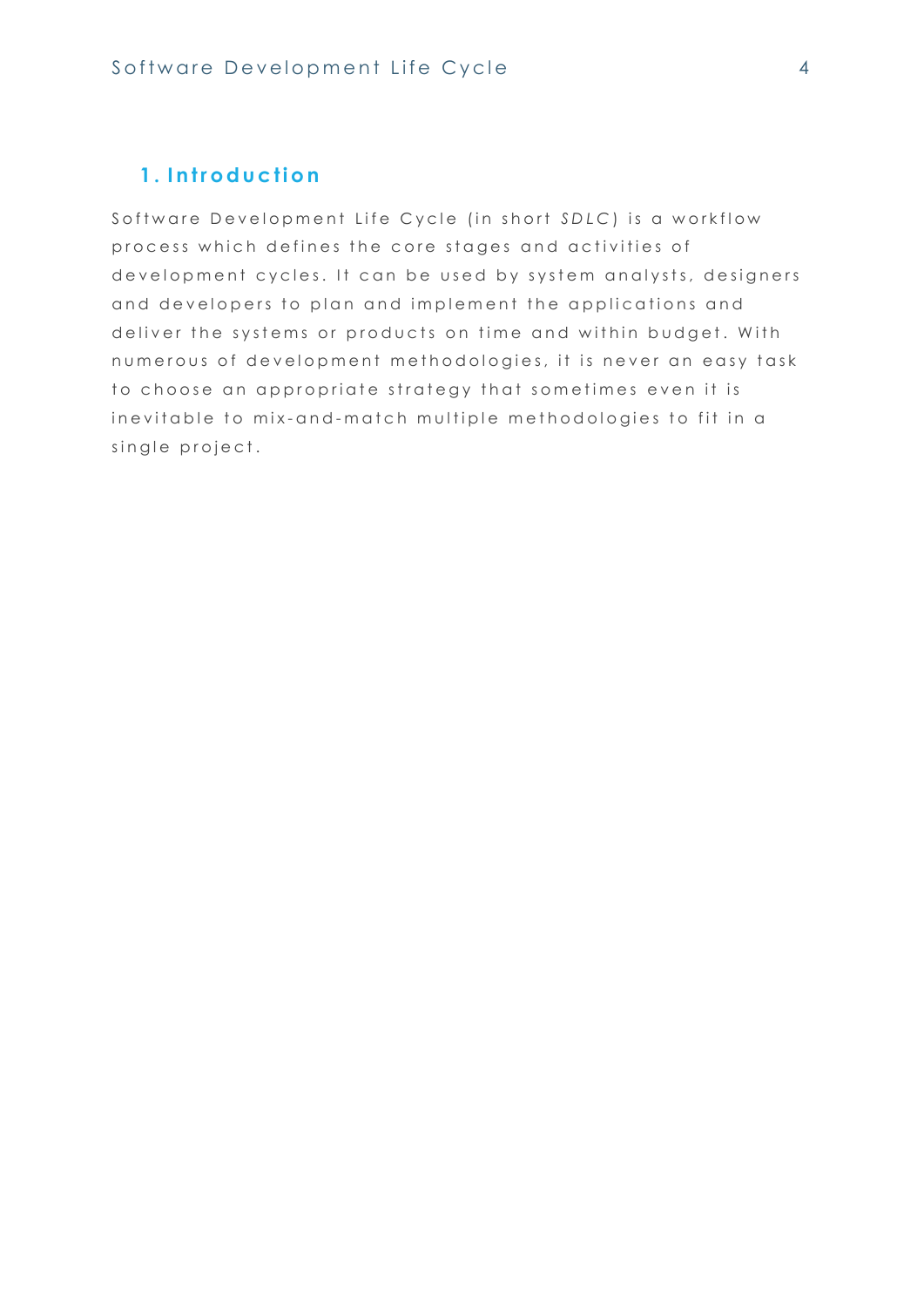# 1. Introduction

Software Development Life Cycle (in short *SDLC*) is a workflow process which defines the core stages and activities of development cycles. It can be used by system analysts, designers and developers to plan and implement the applications and deliver the systems or products on time and within budget. With numerous of development methodologies, it is never an easy task to choose an appropriate strategy that sometimes even it is inevitable to mix-and-match multiple methodologies to fit in a single project.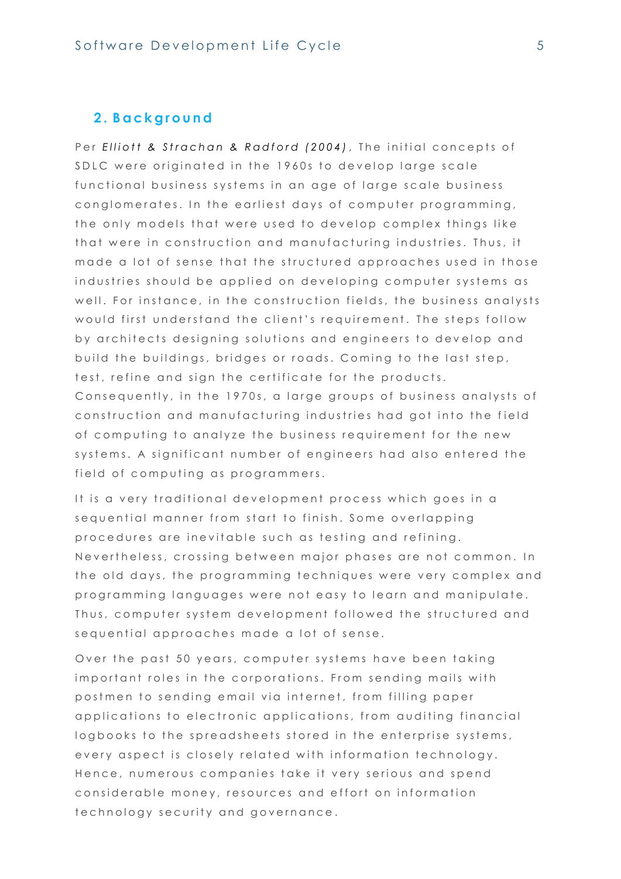## 2. Background

Per *Elliott & Strachan & Radford (2004)*, The initial concepts of SDLC were originated in the 1960s to develop large scale functional business systems in an age of large scale business conglomerates. In the earliest days of computer programming, the only models that were used to develop complex things like that were in construction and manufacturing industries. Thus, it made a lot of sense that the structured approaches used in those industries should be applied on developing computer systems as well. For instance, in the construction fields, the business analysts would first understand the client's requirement. The steps follow by architects designing solutions and engineers to develop and build the buildings, bridges or roads. Coming to the last step, test, refine and sign the certificate for the products. Consequently, in the 1970s, a large groups of business analysts of construction and manufacturing industries had got into the field of computing to analyze the business requirement for the new systems. A significant number of engineers had also entered the field of computing as programmers.

It is a very traditional development process which goes in a sequential manner from start to finish. Some overlapping procedures are inevitable such as testing and refining. Nevertheless, crossing between major phases are not common. In the old days, the programming techniques were very complex and programming languages were not easy to learn and manipulate. Thus, computer system development followed the structured and sequential approaches made a lot of sense.

Over the past 50 years, computer systems have been taking important roles in the corporations. From sending mails with postmen to sending email via internet, from filling paper applications to electronic applications, from auditing financial logbooks to the spreadsheets stored in the enterprise systems, every aspect is closely related with information technology. Hence, numerous companies take it very serious and spend considerable money, resources and effort on information technology security and governance.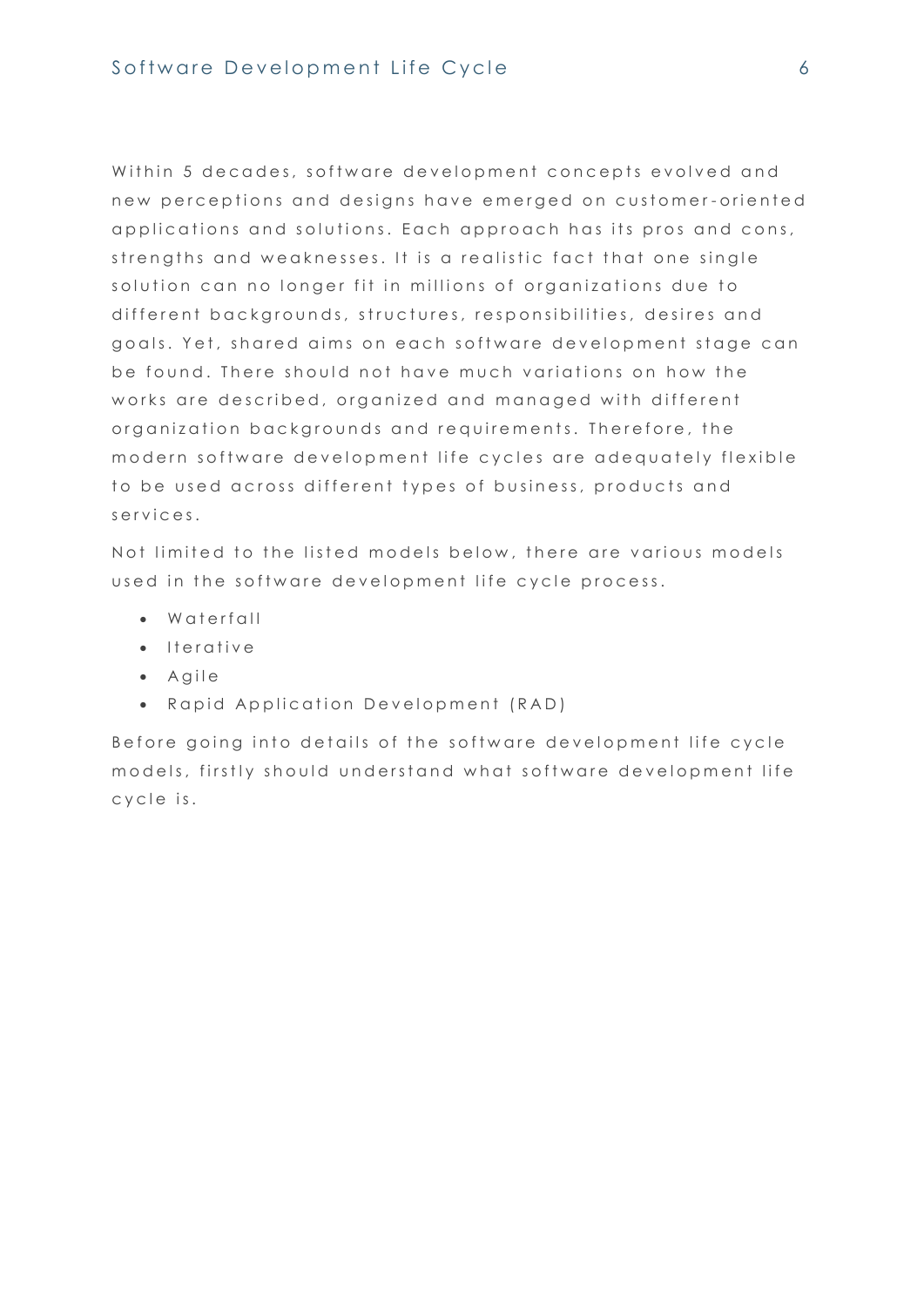Within 5 decades, software development concepts evolved and new perceptions and designs have emerged on customer-oriented applications and solutions. Each approach has its pros and cons, strengths and weaknesses. It is a realistic fact that one single solution can no longer fit in millions of organizations due to different backgrounds, structures, responsibilities, desires and goals. Yet, shared aims on each software development stage can be found. There should not have much variations on how the works are described, organized and managed with different organization backgrounds and requirements. Therefore, the modern software development life cycles are adequately flexible to be used across different types of business, products and services.

Not limited to the listed models below, there are various models used in the software development life cycle process.

- Waterfall
- Iterative
- Agile
- Rapid Application Development (RAD)

Before going into details of the software development life cycle models, firstly should understand what software development life cycle is.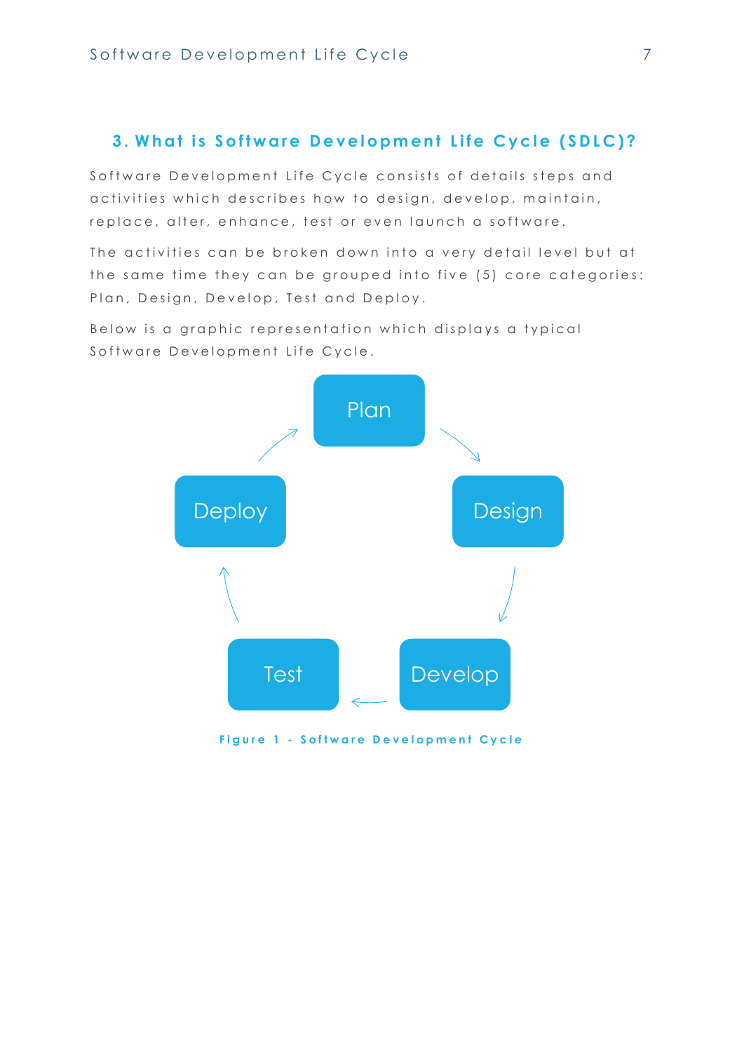## 3. What is Software Development Life Cycle (SDLC)?

Software Development Life Cycle consists of details steps and activities which describes how to design, develop, maintain, replace, alter, enhance, test or even launch a software.

The activities can be broken down into a very detail level but at the same time they can be grouped into five (5) core categories: Plan, Design, Develop, Test and Deploy.

Below is a graphic representation which displays a typical Software Development Life Cycle.

Plan → Design → Develop → Test → Deploy → Plan

**Figure 1 - Software Development Cycle**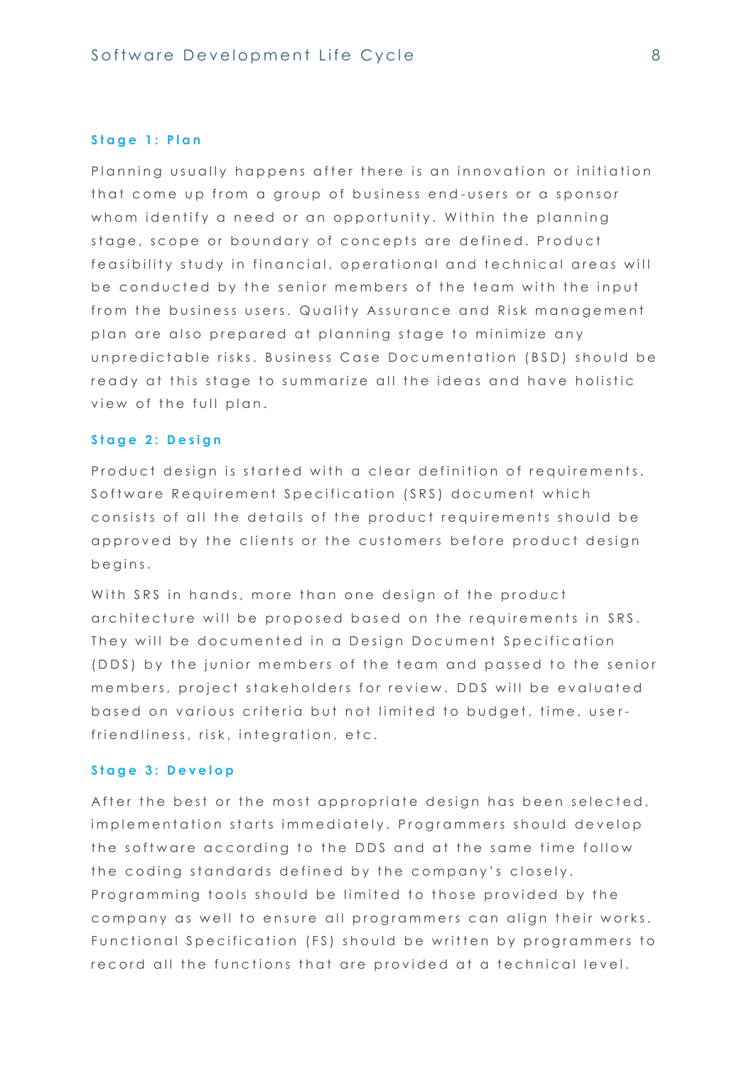### Stage 1: Plan

Planning usually happens after there is an innovation or initiation that come up from a group of business end-users or a sponsor whom identify a need or an opportunity. Within the planning stage, scope or boundary of concepts are defined. Product feasibility study in financial, operational and technical areas will be conducted by the senior members of the team with the input from the business users. Quality Assurance and Risk management plan are also prepared at planning stage to minimize any unpredictable risks. Business Case Documentation (BSD) should be ready at this stage to summarize all the ideas and have holistic view of the full plan.

### Stage 2: Design

Product design is started with a clear definition of requirements. Software Requirement Specification (SRS) document which consists of all the details of the product requirements should be approved by the clients or the customers before product design begins.

With SRS in hands, more than one design of the product architecture will be proposed based on the requirements in SRS. They will be documented in a Design Document Specification (DDS) by the junior members of the team and passed to the senior members, project stakeholders for review. DDS will be evaluated based on various criteria but not limited to budget, time, user-friendliness, risk, integration, etc.

### Stage 3: Develop

After the best or the most appropriate design has been selected, implementation starts immediately. Programmers should develop the software according to the DDS and at the same time follow the coding standards defined by the company's closely. Programming tools should be limited to those provided by the company as well to ensure all programmers can align their works. Functional Specification (FS) should be written by programmers to record all the functions that are provided at a technical level.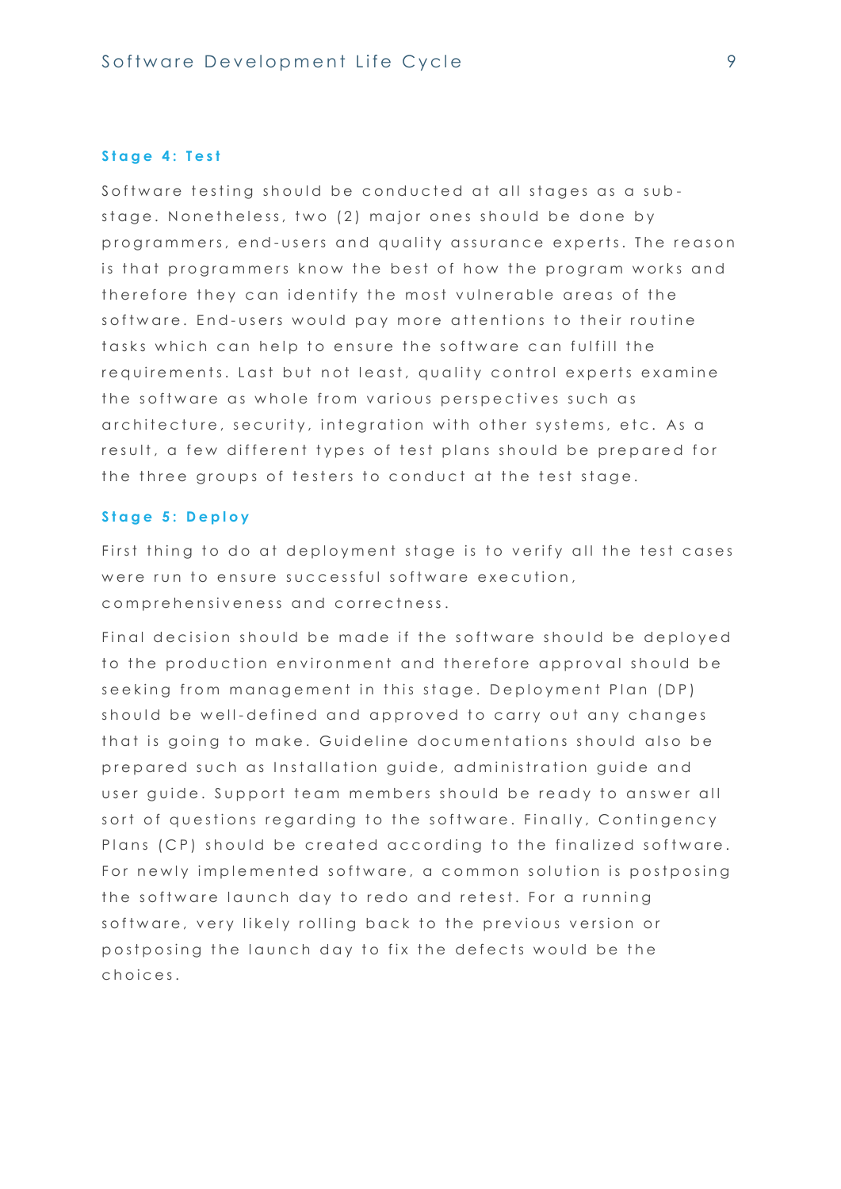### Stage 4: Test

Software testing should be conducted at all stages as a sub-stage. Nonetheless, two (2) major ones should be done by programmers, end-users and quality assurance experts. The reason is that programmers know the best of how the program works and therefore they can identify the most vulnerable areas of the software. End-users would pay more attentions to their routine tasks which can help to ensure the software can fulfill the requirements. Last but not least, quality control experts examine the software as whole from various perspectives such as architecture, security, integration with other systems, etc. As a result, a few different types of test plans should be prepared for the three groups of testers to conduct at the test stage.

### Stage 5: Deploy

First thing to do at deployment stage is to verify all the test cases were run to ensure successful software execution, comprehensiveness and correctness.

Final decision should be made if the software should be deployed to the production environment and therefore approval should be seeking from management in this stage. Deployment Plan (DP) should be well-defined and approved to carry out any changes that is going to make. Guideline documentations should also be prepared such as Installation guide, administration guide and user guide. Support team members should be ready to answer all sort of questions regarding to the software. Finally, Contingency Plans (CP) should be created according to the finalized software. For newly implemented software, a common solution is postposing the software launch day to redo and retest. For a running software, very likely rolling back to the previous version or postposing the launch day to fix the defects would be the choices.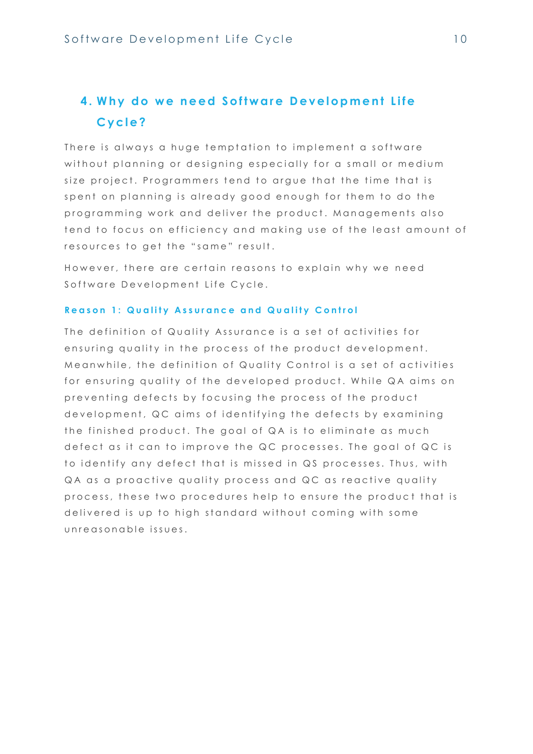## 4. Why do we need Software Development Life Cycle?

There is always a huge temptation to implement a software without planning or designing especially for a small or medium size project. Programmers tend to argue that the time that is spent on planning is already good enough for them to do the programming work and deliver the product. Managements also tend to focus on efficiency and making use of the least amount of resources to get the “same” result.

However, there are certain reasons to explain why we need Software Development Life Cycle.

#### Reason 1: Quality Assurance and Quality Control

The definition of Quality Assurance is a set of activities for ensuring quality in the process of the product development. Meanwhile, the definition of Quality Control is a set of activities for ensuring quality of the developed product. While QA aims on preventing defects by focusing the process of the product development, QC aims of identifying the defects by examining the finished product. The goal of QA is to eliminate as much defect as it can to improve the QC processes. The goal of QC is to identify any defect that is missed in QS processes. Thus, with QA as a proactive quality process and QC as reactive quality process, these two procedures help to ensure the product that is delivered is up to high standard without coming with some unreasonable issues.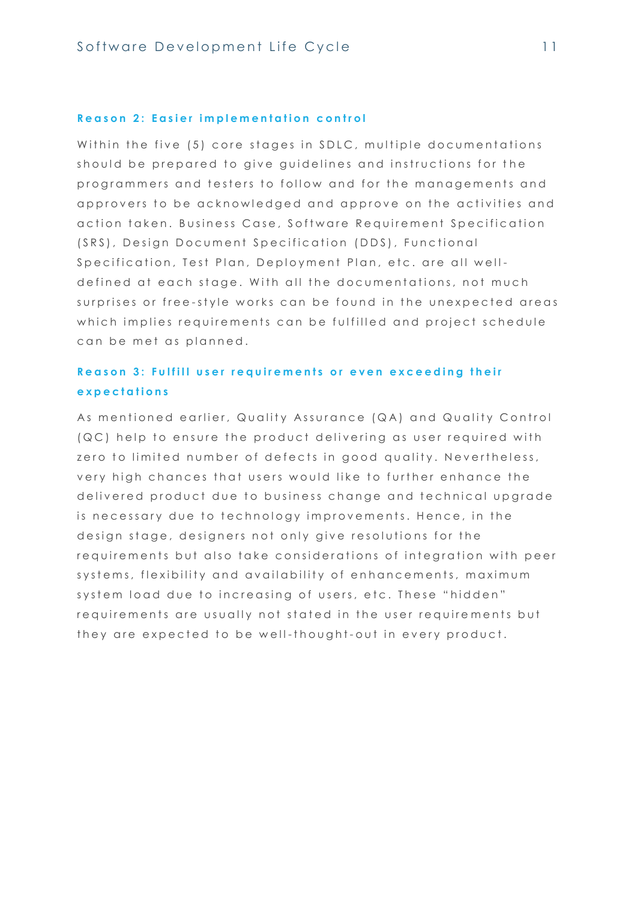### Reason 2: Easier implementation control

Within the five (5) core stages in SDLC, multiple documentations should be prepared to give guidelines and instructions for the programmers and testers to follow and for the managements and approvers to be acknowledged and approve on the activities and action taken. Business Case, Software Requirement Specification (SRS), Design Document Specification (DDS), Functional Specification, Test Plan, Deployment Plan, etc. are all well-defined at each stage. With all the documentations, not much surprises or free-style works can be found in the unexpected areas which implies requirements can be fulfilled and project schedule can be met as planned.

### Reason 3: Fulfill user requirements or even exceeding their expectations

As mentioned earlier, Quality Assurance (QA) and Quality Control (QC) help to ensure the product delivering as user required with zero to limited number of defects in good quality. Nevertheless, very high chances that users would like to further enhance the delivered product due to business change and technical upgrade is necessary due to technology improvements. Hence, in the design stage, designers not only give resolutions for the requirements but also take considerations of integration with peer systems, flexibility and availability of enhancements, maximum system load due to increasing of users, etc. These "hidden" requirements are usually not stated in the user requirements but they are expected to be well-thought-out in every product.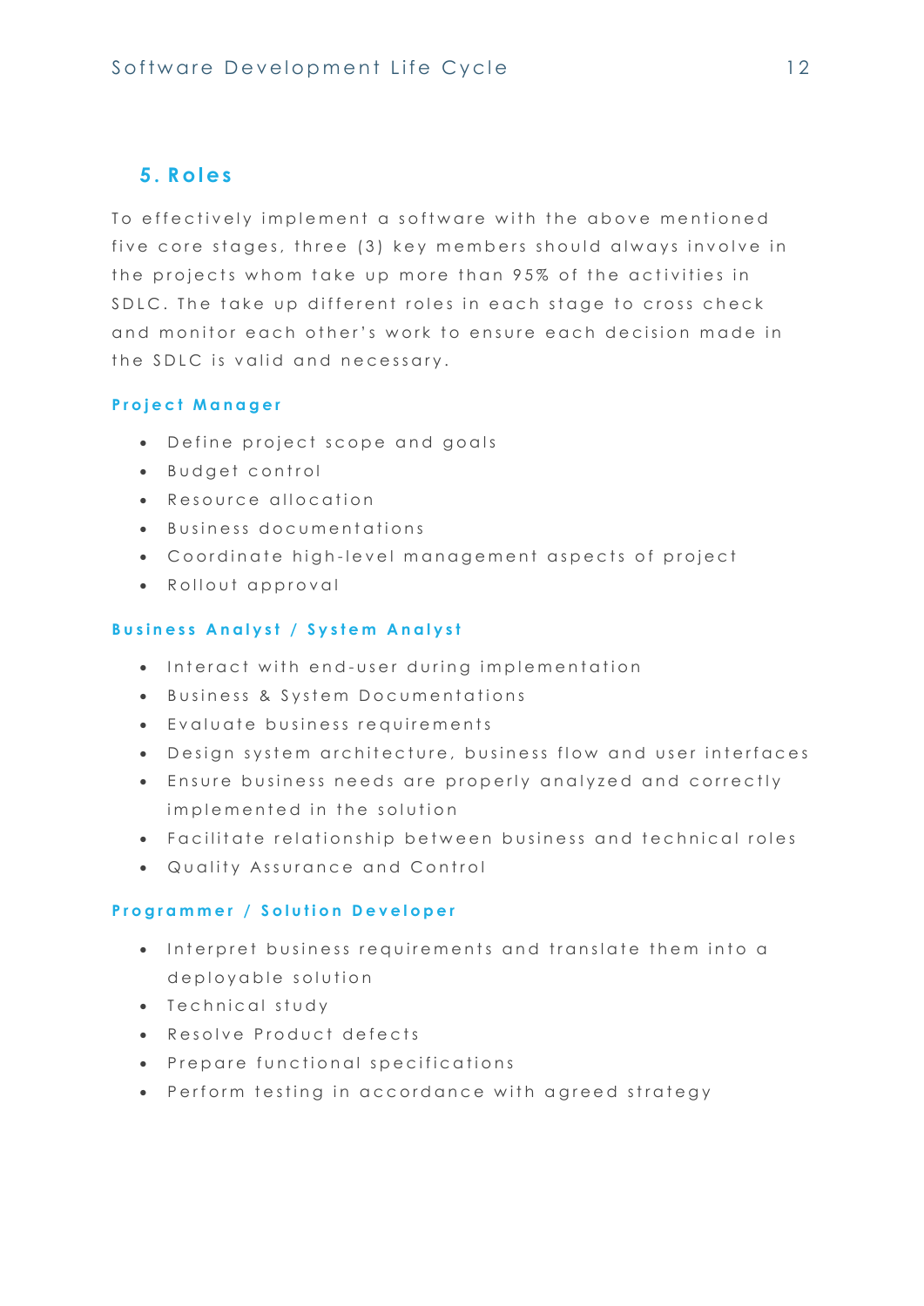## 5. Roles

To effectively implement a software with the above mentioned five core stages, three (3) key members should always involve in the projects whom take up more than 95% of the activities in SDLC. The take up different roles in each stage to cross check and monitor each other's work to ensure each decision made in the SDLC is valid and necessary.

### Project Manager

- Define project scope and goals
- Budget control
- Resource allocation
- Business documentations
- Coordinate high-level management aspects of project
- Rollout approval

### Business Analyst / System Analyst

- Interact with end-user during implementation
- Business & System Documentations
- Evaluate business requirements
- Design system architecture, business flow and user interfaces
- Ensure business needs are properly analyzed and correctly implemented in the solution
- Facilitate relationship between business and technical roles
- Quality Assurance and Control

### Programmer / Solution Developer

- Interpret business requirements and translate them into a deployable solution
- Technical study
- Resolve Product defects
- Prepare functional specifications
- Perform testing in accordance with agreed strategy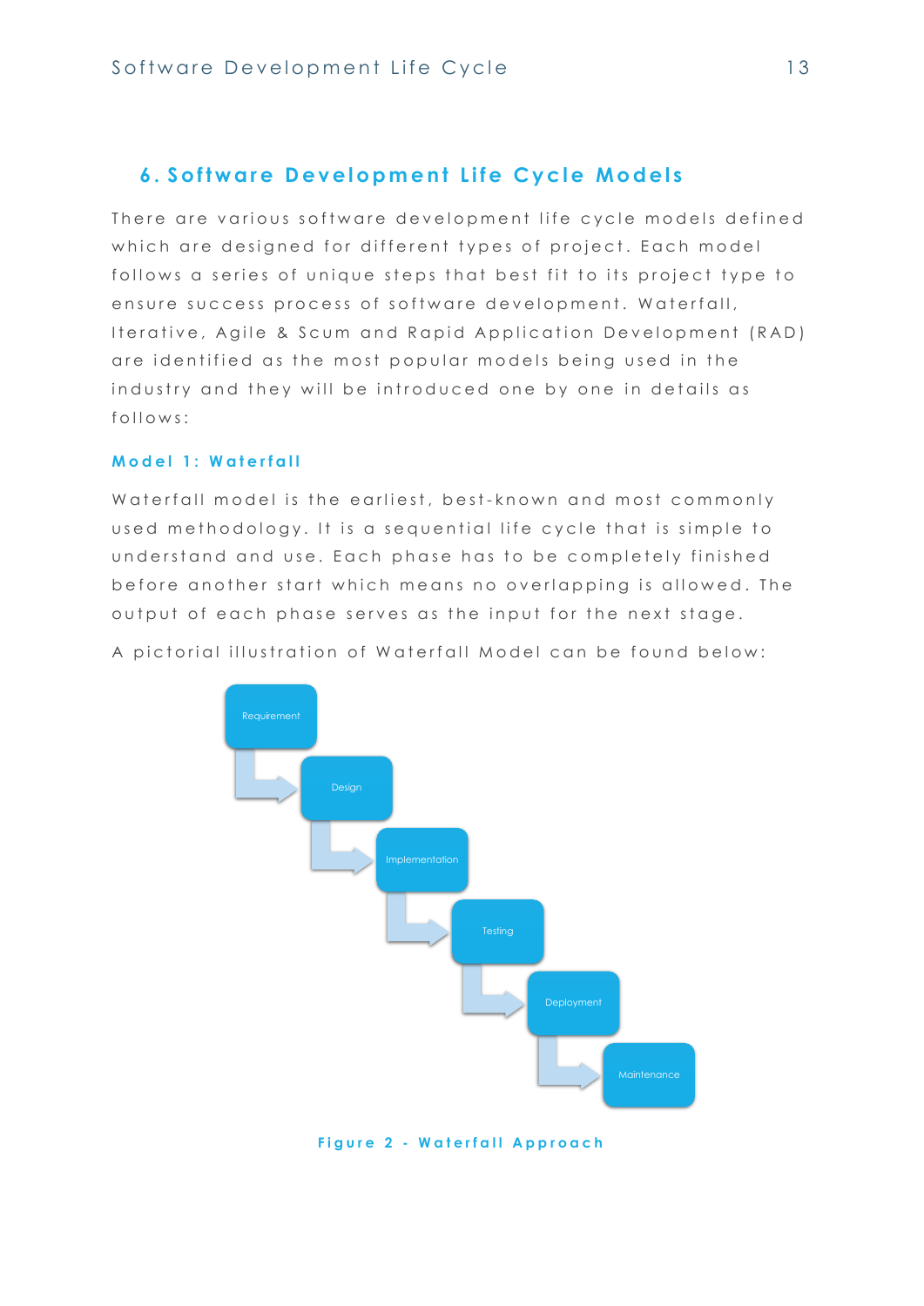## 6. Software Development Life Cycle Models

There are various software development life cycle models defined which are designed for different types of project. Each model follows a series of unique steps that best fit to its project type to ensure success process of software development. Waterfall, Iterative, Agile & Scum and Rapid Application Development (RAD) are identified as the most popular models being used in the industry and they will be introduced one by one in details as follows:

### Model 1: Waterfall

Waterfall model is the earliest, best-known and most commonly used methodology. It is a sequential life cycle that is simple to understand and use. Each phase has to be completely finished before another start which means no overlapping is allowed. The output of each phase serves as the input for the next stage.

A pictorial illustration of Waterfall Model can be found below:

Requirement → Design → Implementation → Testing → Deployment → Maintenance

Figure 2 - Waterfall Approach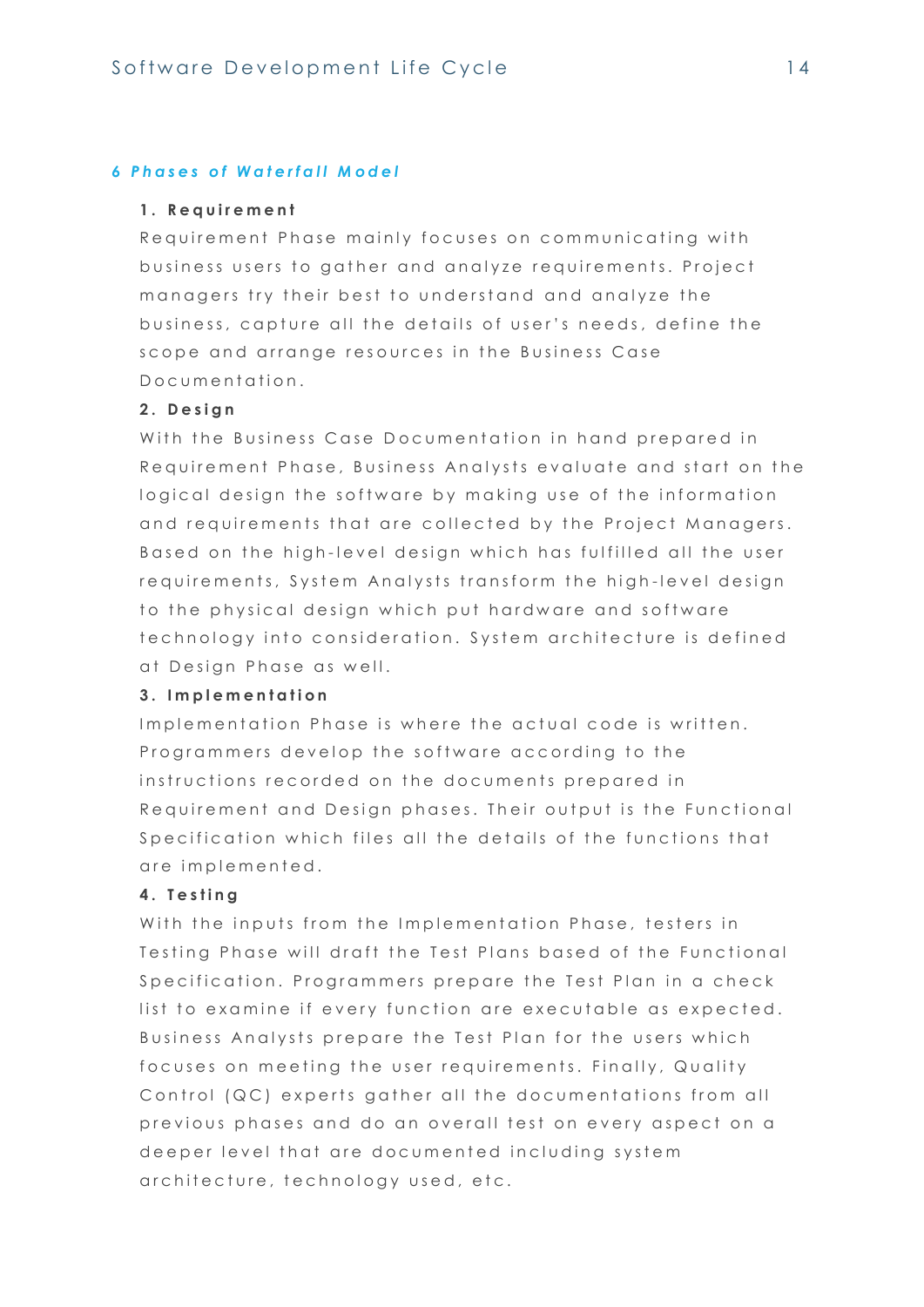## *6 Phases of Waterfall Model*

### 1. Requirement

Requirement Phase mainly focuses on communicating with business users to gather and analyze requirements. Project managers try their best to understand and analyze the business, capture all the details of user's needs, define the scope and arrange resources in the Business Case Documentation.

### 2. Design

With the Business Case Documentation in hand prepared in Requirement Phase, Business Analysts evaluate and start on the logical design the software by making use of the information and requirements that are collected by the Project Managers. Based on the high-level design which has fulfilled all the user requirements, System Analysts transform the high-level design to the physical design which put hardware and software technology into consideration. System architecture is defined at Design Phase as well.

### 3. Implementation

Implementation Phase is where the actual code is written. Programmers develop the software according to the instructions recorded on the documents prepared in Requirement and Design phases. Their output is the Functional Specification which files all the details of the functions that are implemented.

### 4. Testing

With the inputs from the Implementation Phase, testers in Testing Phase will draft the Test Plans based of the Functional Specification. Programmers prepare the Test Plan in a check list to examine if every function are executable as expected. Business Analysts prepare the Test Plan for the users which focuses on meeting the user requirements. Finally, Quality Control (QC) experts gather all the documentations from all previous phases and do an overall test on every aspect on a deeper level that are documented including system architecture, technology used, etc.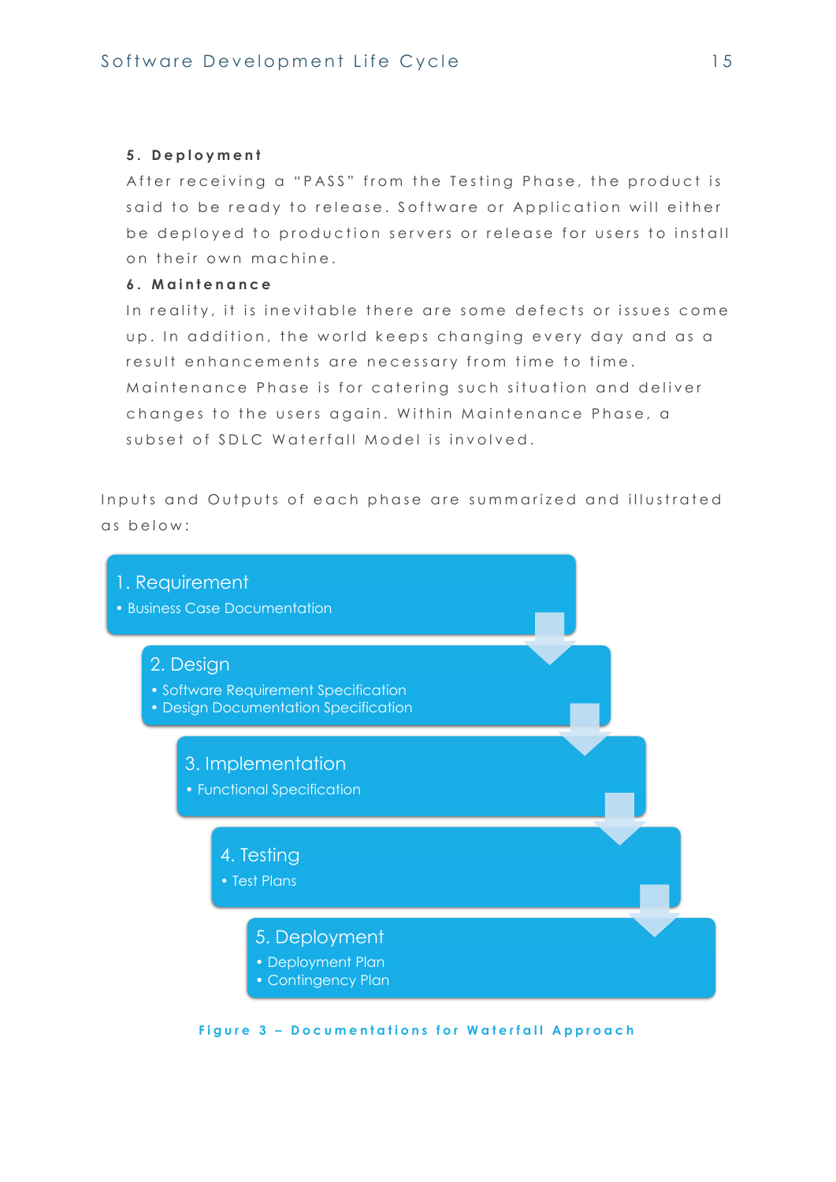**5. Deployment**

After receiving a "PASS" from the Testing Phase, the product is said to be ready to release. Software or Application will either be deployed to production servers or release for users to install on their own machine.

**6. Maintenance**

In reality, it is inevitable there are some defects or issues come up. In addition, the world keeps changing every day and as a result enhancements are necessary from time to time. Maintenance Phase is for catering such situation and deliver changes to the users again. Within Maintenance Phase, a subset of SDLC Waterfall Model is involved.

Inputs and Outputs of each phase are summarized and illustrated as below:

1. Requirement
   - Business Case Documentation
2. Design
   - Software Requirement Specification
   - Design Documentation Specification
3. Implementation
   - Functional Specification
4. Testing
   - Test Plans
5. Deployment
   - Deployment Plan
   - Contingency Plan

Figure 3 – Documentations for Waterfall Approach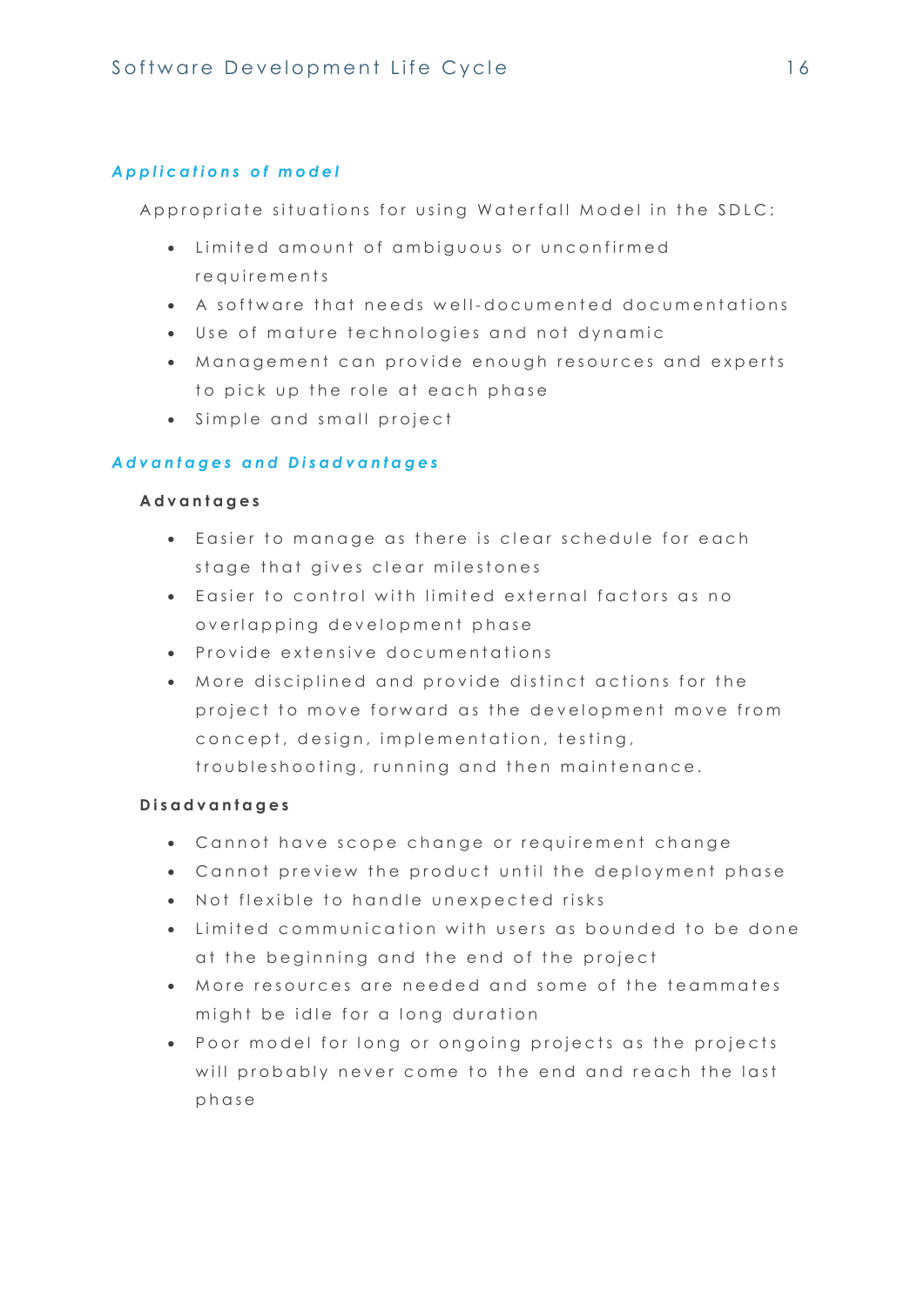### *Applications of model*

Appropriate situations for using Waterfall Model in the SDLC:

- Limited amount of ambiguous or unconfirmed requirements
- A software that needs well-documented documentations
- Use of mature technologies and not dynamic
- Management can provide enough resources and experts to pick up the role at each phase
- Simple and small project

### *Advantages and Disadvantages*

**Advantages**

- Easier to manage as there is clear schedule for each stage that gives clear milestones
- Easier to control with limited external factors as no overlapping development phase
- Provide extensive documentations
- More disciplined and provide distinct actions for the project to move forward as the development move from concept, design, implementation, testing, troubleshooting, running and then maintenance.

**Disadvantages**

- Cannot have scope change or requirement change
- Cannot preview the product until the deployment phase
- Not flexible to handle unexpected risks
- Limited communication with users as bounded to be done at the beginning and the end of the project
- More resources are needed and some of the teammates might be idle for a long duration
- Poor model for long or ongoing projects as the projects will probably never come to the end and reach the last phase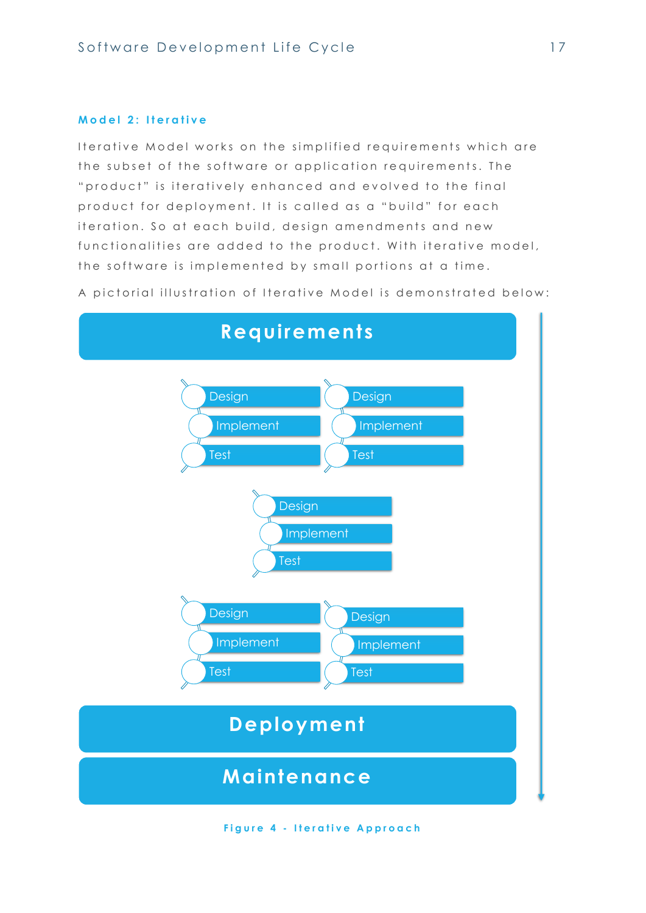### Model 2: Iterative

Iterative Model works on the simplified requirements which are the subset of the software or application requirements. The "product" is iteratively enhanced and evolved to the final product for deployment. It is called as a "build" for each iteration. So at each build, design amendments and new functionalities are added to the product. With iterative model, the software is implemented by small portions at a time.

A pictorial illustration of Iterative Model is demonstrated below:

Requirements

Design
Implement
Test

Design
Implement
Test

Design
Implement
Test

Design
Implement
Test

Design
Implement
Test

Deployment

Maintenance

Figure 4 - Iterative Approach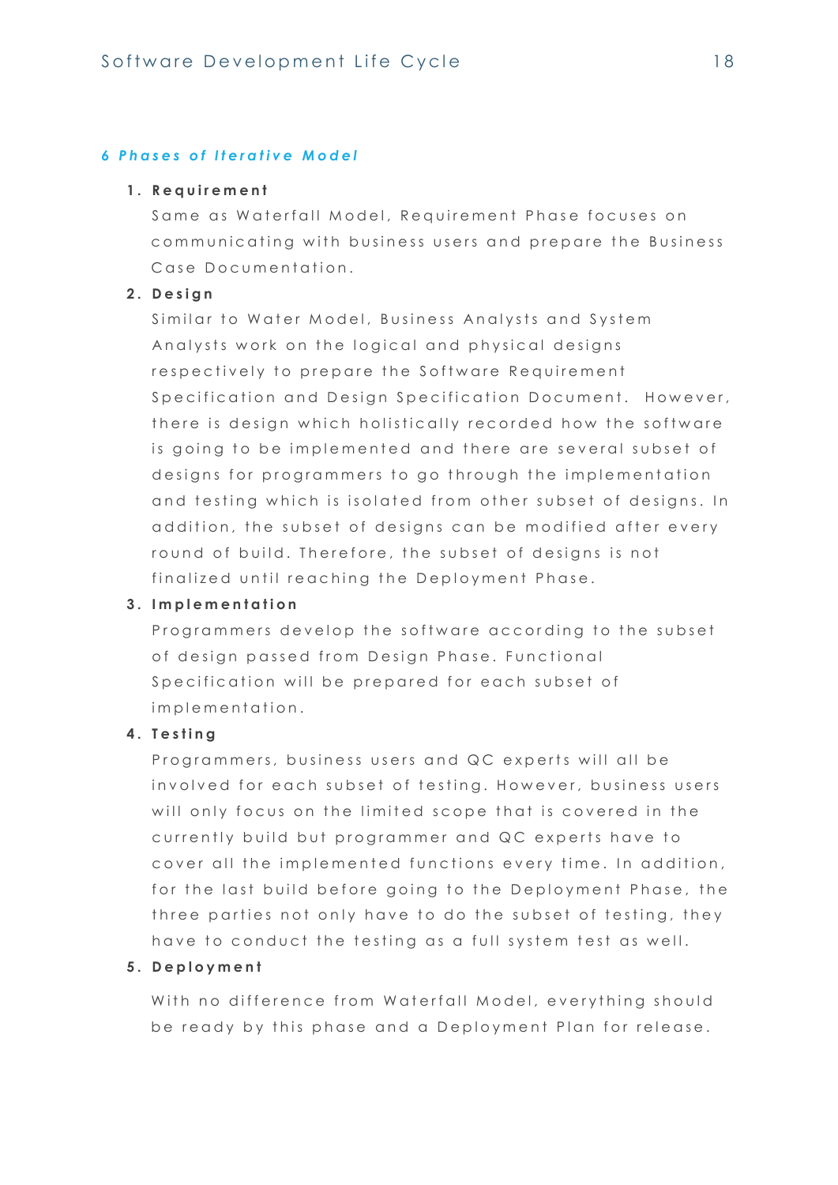### 6 Phases of Iterative Model

1. **Requirement**

   Same as Waterfall Model, Requirement Phase focuses on communicating with business users and prepare the Business Case Documentation.

2. **Design**

   Similar to Water Model, Business Analysts and System Analysts work on the logical and physical designs respectively to prepare the Software Requirement Specification and Design Specification Document. However, there is design which holistically recorded how the software is going to be implemented and there are several subset of designs for programmers to go through the implementation and testing which is isolated from other subset of designs. In addition, the subset of designs can be modified after every round of build. Therefore, the subset of designs is not finalized until reaching the Deployment Phase.

3. **Implementation**

   Programmers develop the software according to the subset of design passed from Design Phase. Functional Specification will be prepared for each subset of implementation.

4. **Testing**

   Programmers, business users and QC experts will all be involved for each subset of testing. However, business users will only focus on the limited scope that is covered in the currently build but programmer and QC experts have to cover all the implemented functions every time. In addition, for the last build before going to the Deployment Phase, the three parties not only have to do the subset of testing, they have to conduct the testing as a full system test as well.

5. **Deployment**

   With no difference from Waterfall Model, everything should be ready by this phase and a Deployment Plan for release.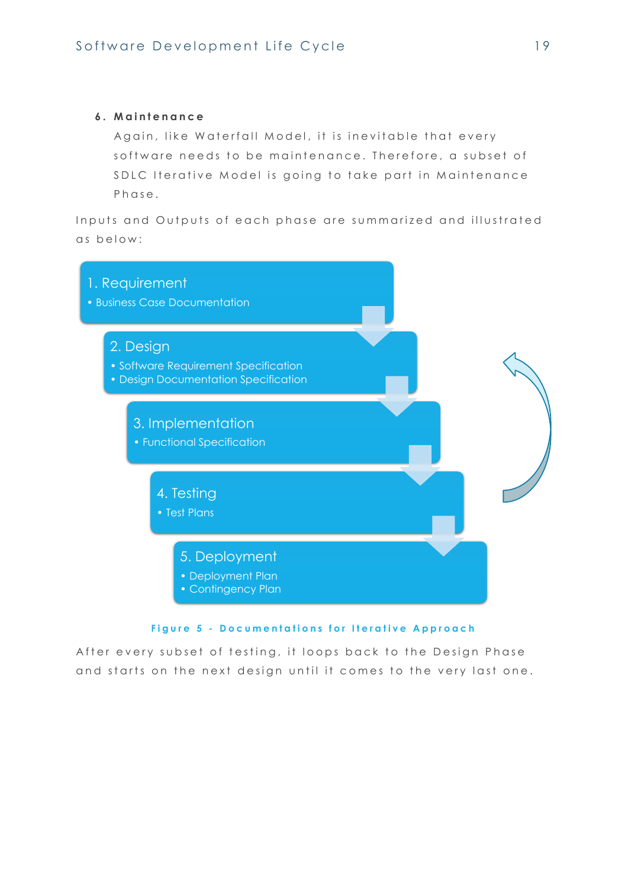6. **Maintenance**

Again, like Waterfall Model, it is inevitable that every software needs to be maintenance. Therefore, a subset of SDLC Iterative Model is going to take part in Maintenance Phase.

Inputs and Outputs of each phase are summarized and illustrated as below:

1. Requirement
   - Business Case Documentation
2. Design
   - Software Requirement Specification
   - Design Documentation Specification
3. Implementation
   - Functional Specification
4. Testing
   - Test Plans
5. Deployment
   - Deployment Plan
   - Contingency Plan

**Figure 5 - Documentations for Iterative Approach**

After every subset of testing, it loops back to the Design Phase and starts on the next design until it comes to the very last one.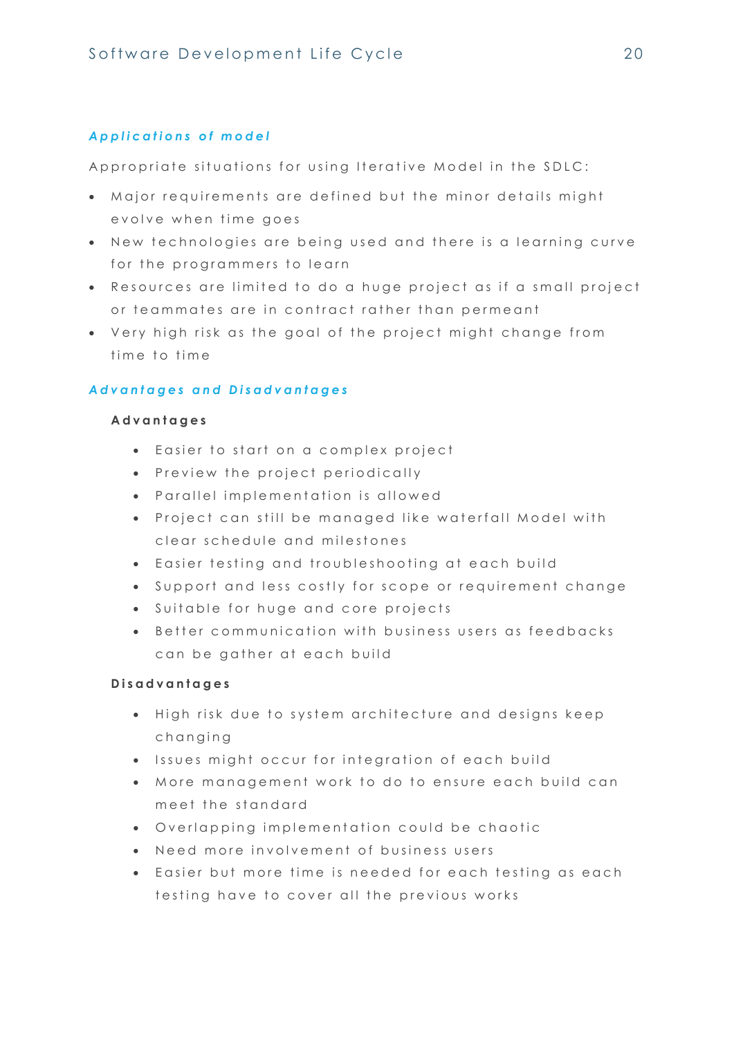### *Applications of model*

Appropriate situations for using Iterative Model in the SDLC:

- Major requirements are defined but the minor details might evolve when time goes
- New technologies are being used and there is a learning curve for the programmers to learn
- Resources are limited to do a huge project as if a small project or teammates are in contract rather than permeant
- Very high risk as the goal of the project might change from time to time

### *Advantages and Disadvantages*

#### Advantages

- Easier to start on a complex project
- Preview the project periodically
- Parallel implementation is allowed
- Project can still be managed like waterfall Model with clear schedule and milestones
- Easier testing and troubleshooting at each build
- Support and less costly for scope or requirement change
- Suitable for huge and core projects
- Better communication with business users as feedbacks can be gather at each build

#### Disadvantages

- High risk due to system architecture and designs keep changing
- Issues might occur for integration of each build
- More management work to do to ensure each build can meet the standard
- Overlapping implementation could be chaotic
- Need more involvement of business users
- Easier but more time is needed for each testing as each testing have to cover all the previous works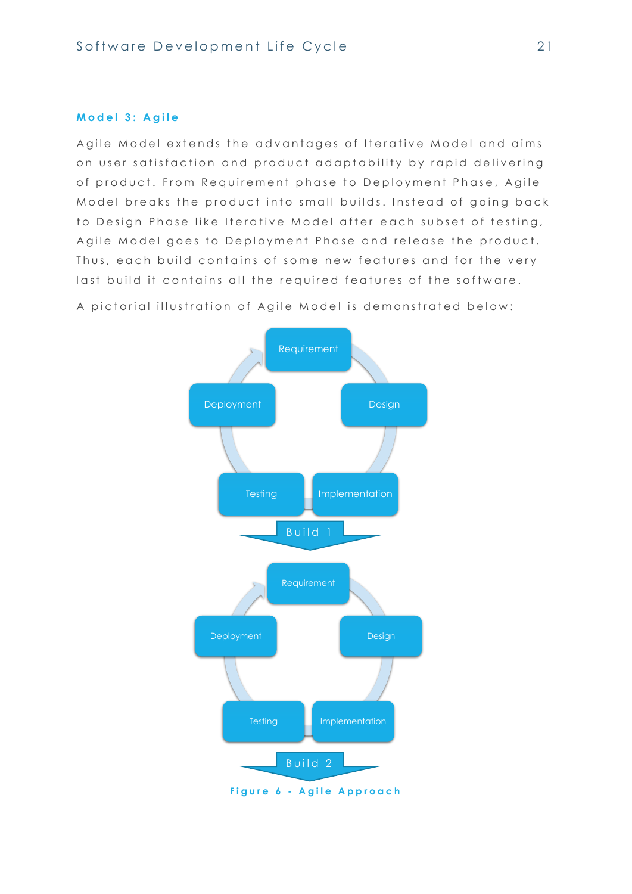### Model 3: Agile

Agile Model extends the advantages of Iterative Model and aims on user satisfaction and product adaptability by rapid delivering of product. From Requirement phase to Deployment Phase, Agile Model breaks the product into small builds. Instead of going back to Design Phase like Iterative Model after each subset of testing, Agile Model goes to Deployment Phase and release the product. Thus, each build contains of some new features and for the very last build it contains all the required features of the software.

A pictorial illustration of Agile Model is demonstrated below:

Requirement

Design

Implementation

Testing

Deployment

Build 1

Requirement

Design

Implementation

Testing

Deployment

Build 2

Figure 6 - Agile Approach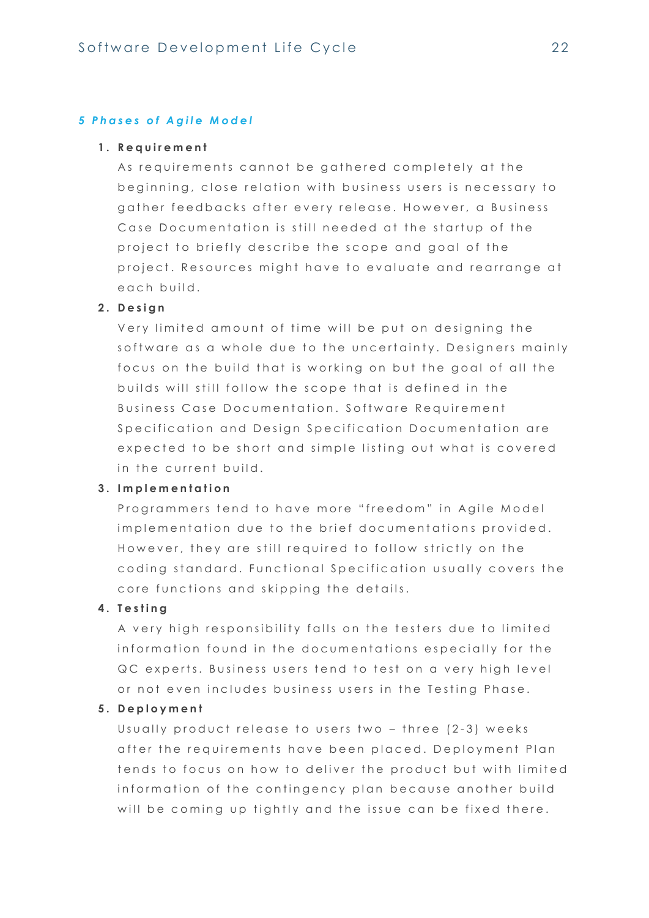### *5 Phases of Agile Model*

1. **Requirement**

   As requirements cannot be gathered completely at the beginning, close relation with business users is necessary to gather feedbacks after every release. However, a Business Case Documentation is still needed at the startup of the project to briefly describe the scope and goal of the project. Resources might have to evaluate and rearrange at each build.

2. **Design**

   Very limited amount of time will be put on designing the software as a whole due to the uncertainty. Designers mainly focus on the build that is working on but the goal of all the builds will still follow the scope that is defined in the Business Case Documentation. Software Requirement Specification and Design Specification Documentation are expected to be short and simple listing out what is covered in the current build.

3. **Implementation**

   Programmers tend to have more "freedom" in Agile Model implementation due to the brief documentations provided. However, they are still required to follow strictly on the coding standard. Functional Specification usually covers the core functions and skipping the details.

4. **Testing**

   A very high responsibility falls on the testers due to limited information found in the documentations especially for the QC experts. Business users tend to test on a very high level or not even includes business users in the Testing Phase.

5. **Deployment**

   Usually product release to users two – three (2-3) weeks after the requirements have been placed. Deployment Plan tends to focus on how to deliver the product but with limited information of the contingency plan because another build will be coming up tightly and the issue can be fixed there.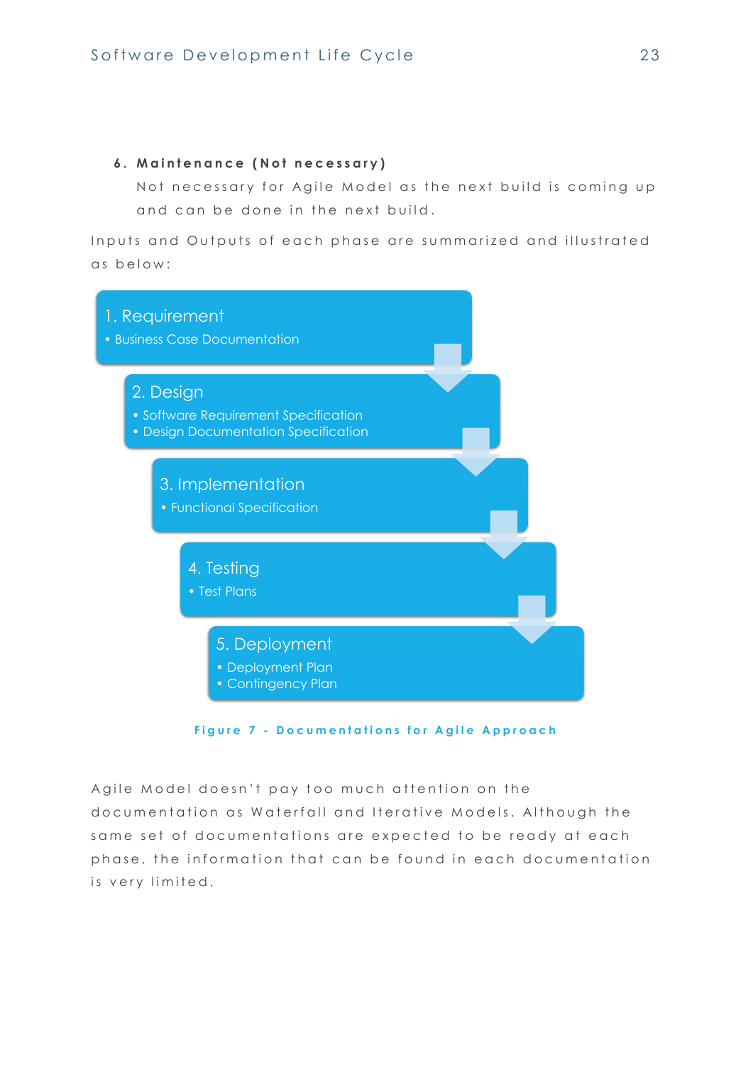6. **Maintenance (Not necessary)**

   Not necessary for Agile Model as the next build is coming up and can be done in the next build.

Inputs and Outputs of each phase are summarized and illustrated as below:

1. Requirement
   - Business Case Documentation
2. Design
   - Software Requirement Specification
   - Design Documentation Specification
3. Implementation
   - Functional Specification
4. Testing
   - Test Plans
5. Deployment
   - Deployment Plan
   - Contingency Plan

**Figure 7 - Documentations for Agile Approach**

Agile Model doesn't pay too much attention on the documentation as Waterfall and Iterative Models. Although the same set of documentations are expected to be ready at each phase, the information that can be found in each documentation is very limited.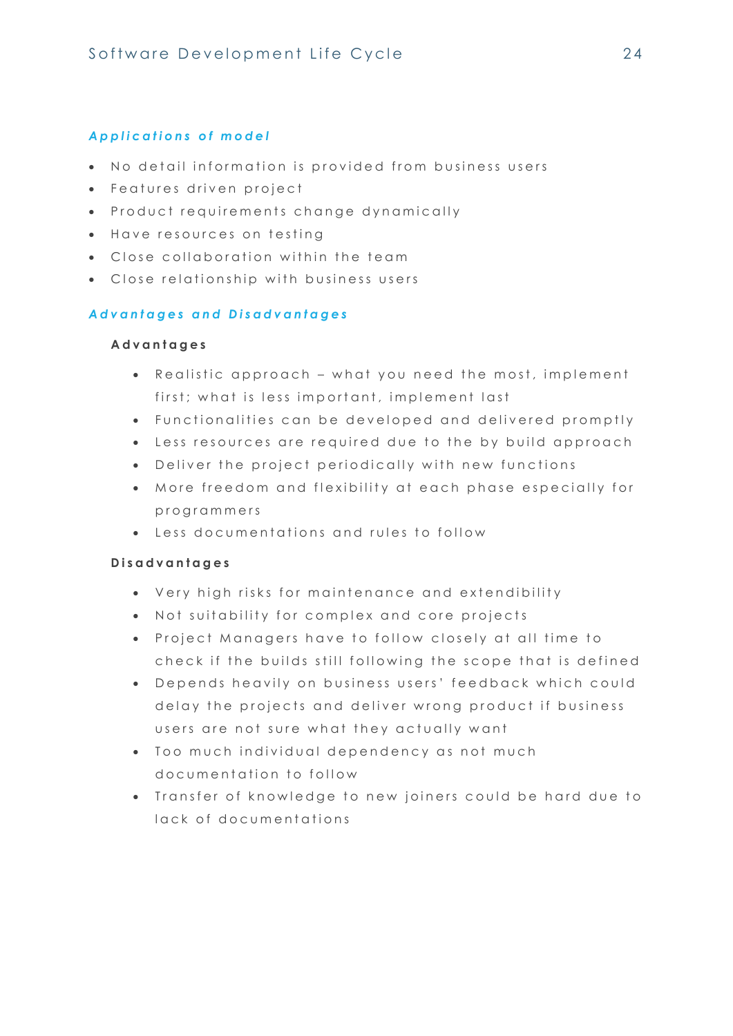### *Applications of model*

- No detail information is provided from business users
- Features driven project
- Product requirements change dynamically
- Have resources on testing
- Close collaboration within the team
- Close relationship with business users

### *Advantages and Disadvantages*

**Advantages**

- Realistic approach – what you need the most, implement first; what is less important, implement last
- Functionalities can be developed and delivered promptly
- Less resources are required due to the by build approach
- Deliver the project periodically with new functions
- More freedom and flexibility at each phase especially for programmers
- Less documentations and rules to follow

**Disadvantages**

- Very high risks for maintenance and extendibility
- Not suitability for complex and core projects
- Project Managers have to follow closely at all time to check if the builds still following the scope that is defined
- Depends heavily on business users' feedback which could delay the projects and deliver wrong product if business users are not sure what they actually want
- Too much individual dependency as not much documentation to follow
- Transfer of knowledge to new joiners could be hard due to lack of documentations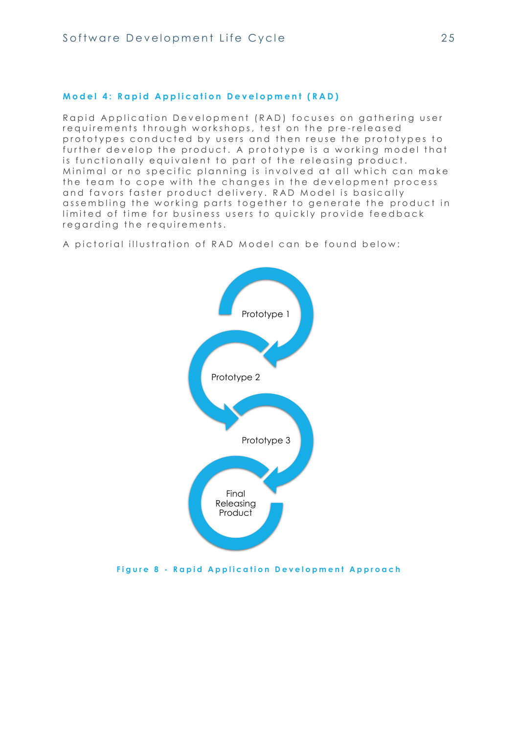### Model 4: Rapid Application Development (RAD)

Rapid Application Development (RAD) focuses on gathering user requirements through workshops, test on the pre-released prototypes conducted by users and then reuse the prototypes to further develop the product. A prototype is a working model that is functionally equivalent to part of the releasing product. Minimal or no specific planning is involved at all which can make the team to cope with the changes in the development process and favors faster product delivery. RAD Model is basically assembling the working parts together to generate the product in limited of time for business users to quickly provide feedback regarding the requirements.

A pictorial illustration of RAD Model can be found below:

Prototype 1

Prototype 2

Prototype 3

Final Releasing Product

Figure 8 - Rapid Application Development Approach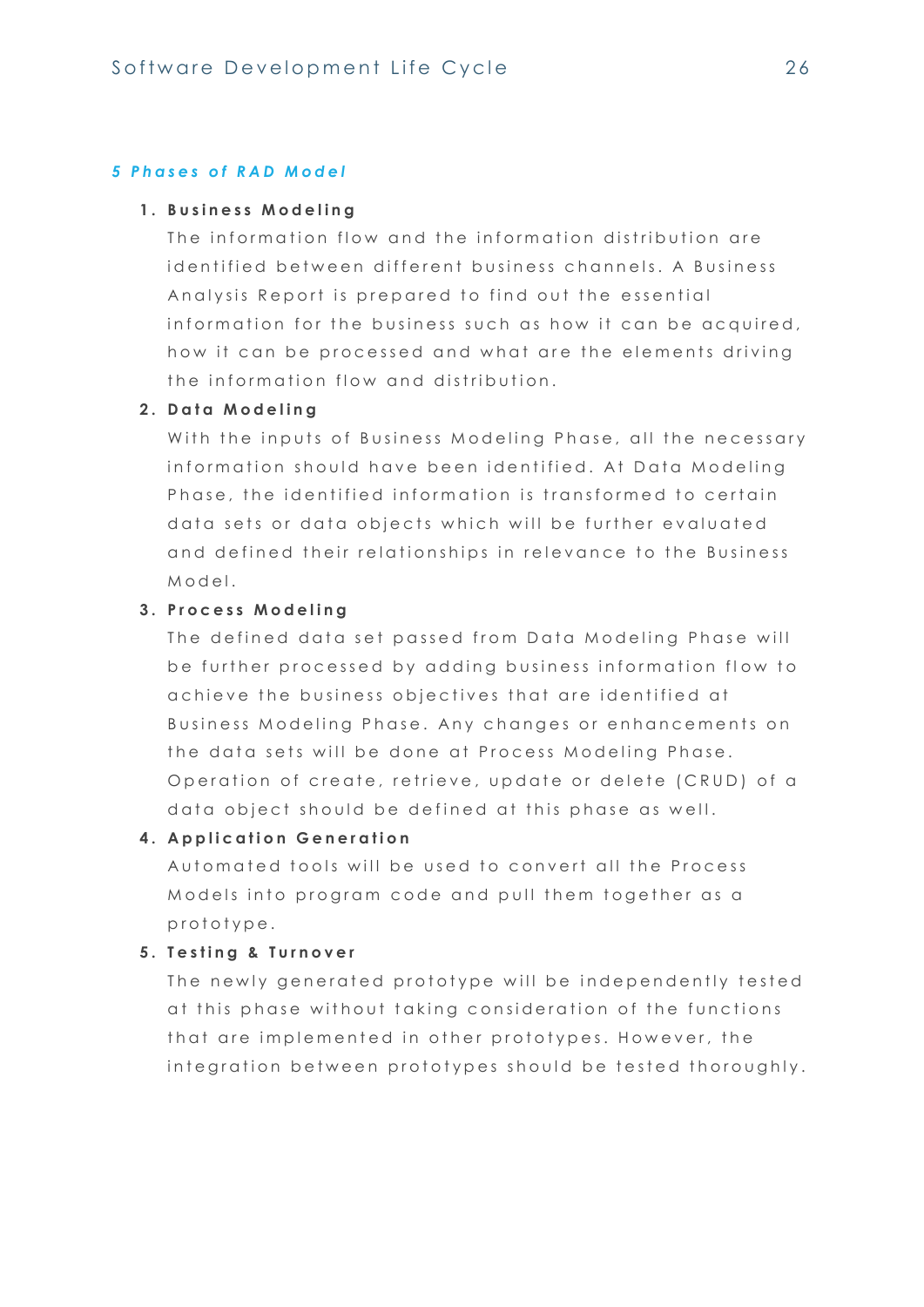### *5 Phases of RAD Model*

1. **Business Modeling**

   The information flow and the information distribution are identified between different business channels. A Business Analysis Report is prepared to find out the essential information for the business such as how it can be acquired, how it can be processed and what are the elements driving the information flow and distribution.

2. **Data Modeling**

   With the inputs of Business Modeling Phase, all the necessary information should have been identified. At Data Modeling Phase, the identified information is transformed to certain data sets or data objects which will be further evaluated and defined their relationships in relevance to the Business Model.

3. **Process Modeling**

   The defined data set passed from Data Modeling Phase will be further processed by adding business information flow to achieve the business objectives that are identified at Business Modeling Phase. Any changes or enhancements on the data sets will be done at Process Modeling Phase. Operation of create, retrieve, update or delete (CRUD) of a data object should be defined at this phase as well.

4. **Application Generation**

   Automated tools will be used to convert all the Process Models into program code and pull them together as a prototype.

5. **Testing & Turnover**

   The newly generated prototype will be independently tested at this phase without taking consideration of the functions that are implemented in other prototypes. However, the integration between prototypes should be tested thoroughly.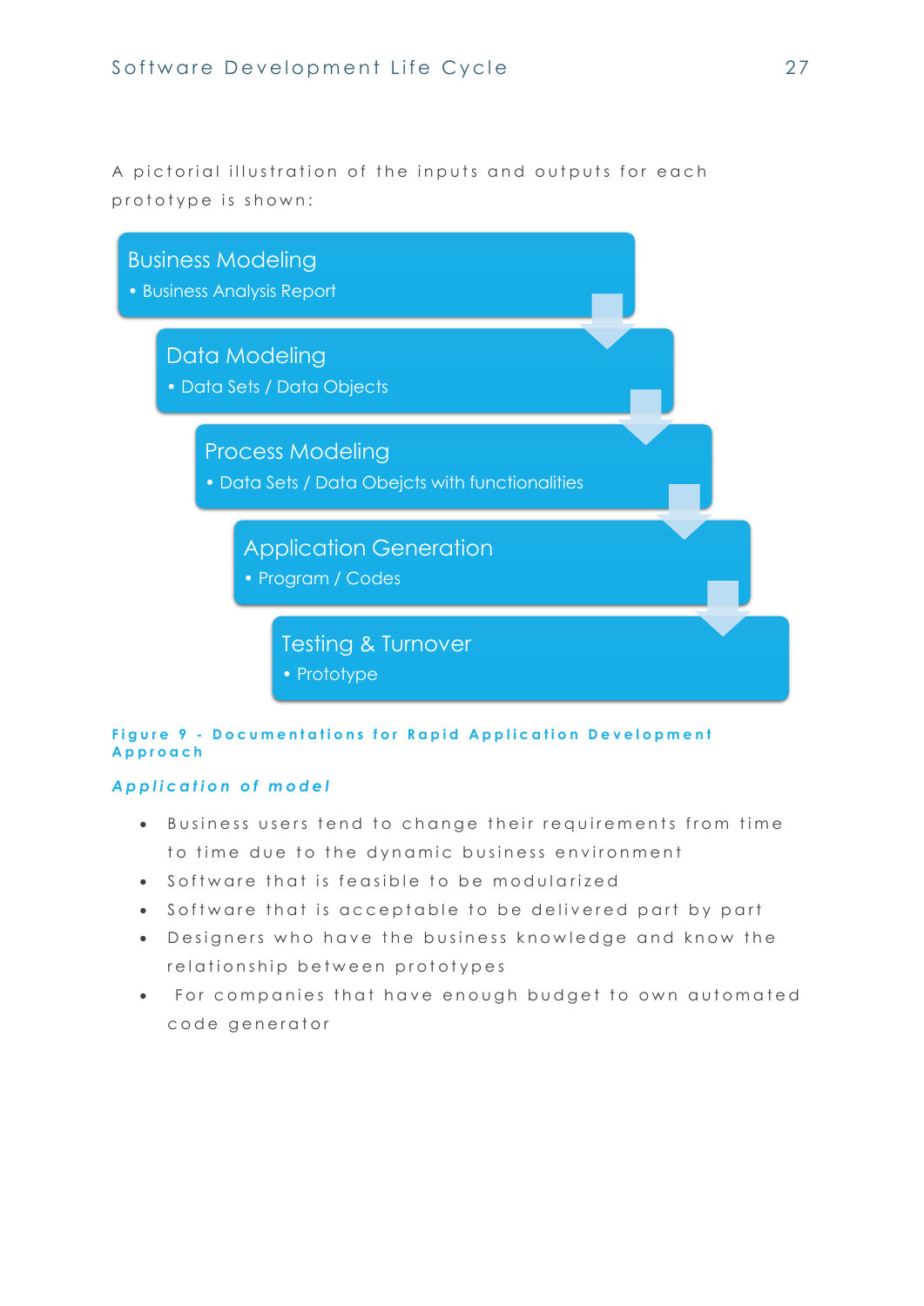A pictorial illustration of the inputs and outputs for each prototype is shown:

**Business Modeling**
- Business Analysis Report

**Data Modeling**
- Data Sets / Data Objects

**Process Modeling**
- Data Sets / Data Obejcts with functionalities

**Application Generation**
- Program / Codes

**Testing & Turnover**
- Prototype

Figure 9 - Documentations for Rapid Application Development Approach

### *Application of model*

- Business users tend to change their requirements from time to time due to the dynamic business environment
- Software that is feasible to be modularized
- Software that is acceptable to be delivered part by part
- Designers who have the business knowledge and know the relationship between prototypes
- For companies that have enough budget to own automated code generator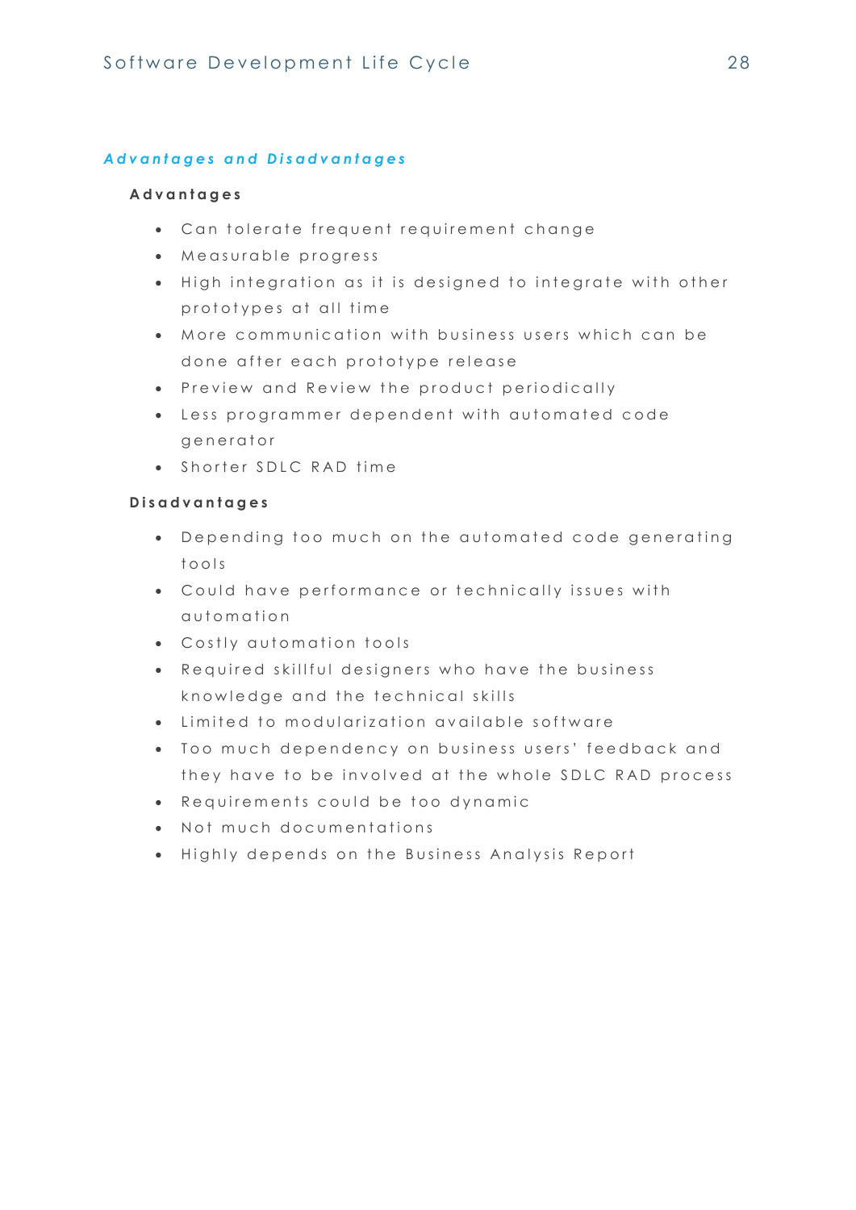### *Advantages and Disadvantages*

#### Advantages

- Can tolerate frequent requirement change
- Measurable progress
- High integration as it is designed to integrate with other prototypes at all time
- More communication with business users which can be done after each prototype release
- Preview and Review the product periodically
- Less programmer dependent with automated code generator
- Shorter SDLC RAD time

#### Disadvantages

- Depending too much on the automated code generating tools
- Could have performance or technically issues with automation
- Costly automation tools
- Required skillful designers who have the business knowledge and the technical skills
- Limited to modularization available software
- Too much dependency on business users' feedback and they have to be involved at the whole SDLC RAD process
- Requirements could be too dynamic
- Not much documentations
- Highly depends on the Business Analysis Report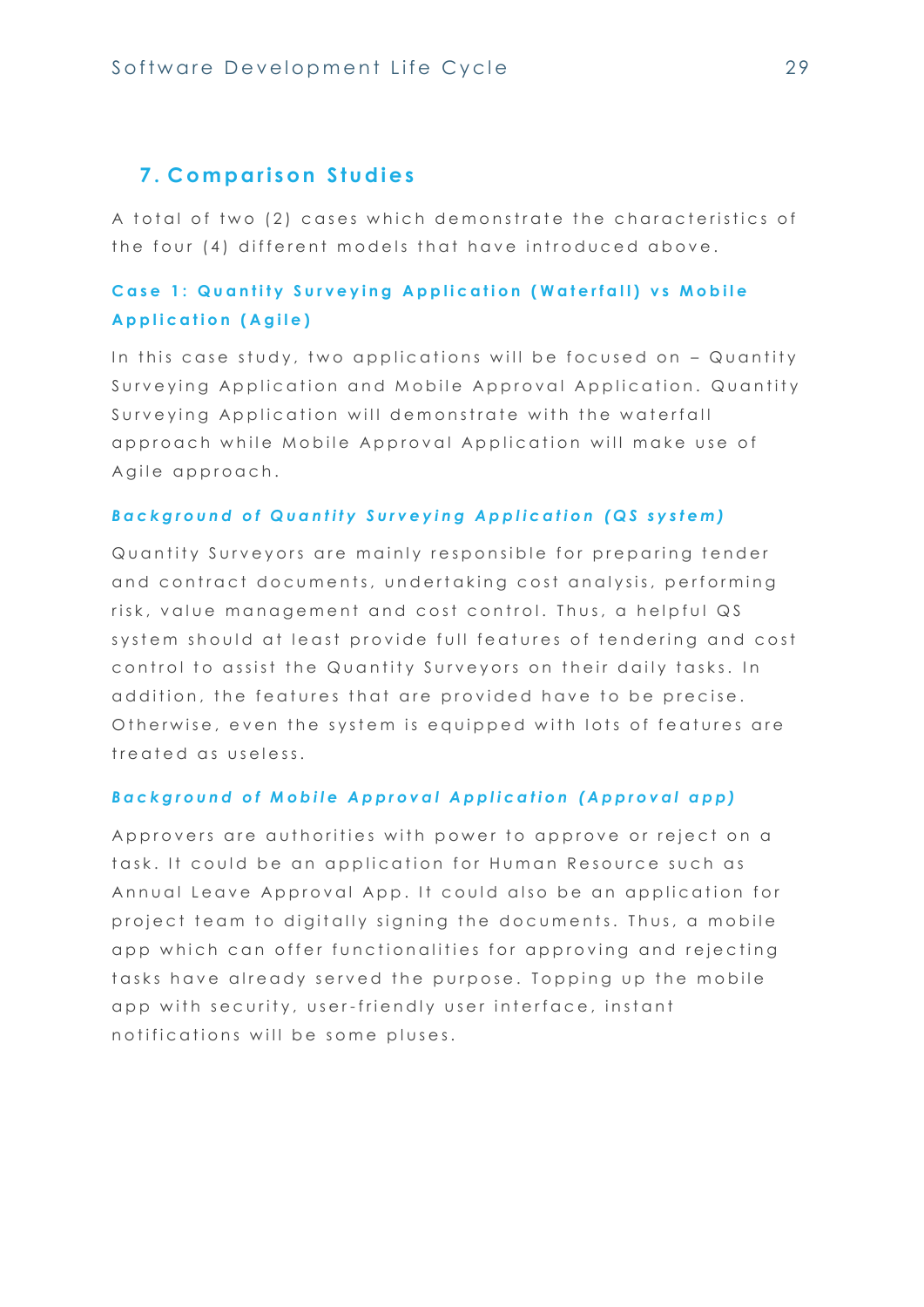## 7. Comparison Studies

A total of two (2) cases which demonstrate the characteristics of the four (4) different models that have introduced above.

### Case 1: Quantity Surveying Application (Waterfall) vs Mobile Application (Agile)

In this case study, two applications will be focused on – Quantity Surveying Application and Mobile Approval Application. Quantity Surveying Application will demonstrate with the waterfall approach while Mobile Approval Application will make use of Agile approach.

#### *Background of Quantity Surveying Application (QS system)*

Quantity Surveyors are mainly responsible for preparing tender and contract documents, undertaking cost analysis, performing risk, value management and cost control. Thus, a helpful QS system should at least provide full features of tendering and cost control to assist the Quantity Surveyors on their daily tasks. In addition, the features that are provided have to be precise. Otherwise, even the system is equipped with lots of features are treated as useless.

#### *Background of Mobile Approval Application (Approval app)*

Approvers are authorities with power to approve or reject on a task. It could be an application for Human Resource such as Annual Leave Approval App. It could also be an application for project team to digitally signing the documents. Thus, a mobile app which can offer functionalities for approving and rejecting tasks have already served the purpose. Topping up the mobile app with security, user-friendly user interface, instant notifications will be some pluses.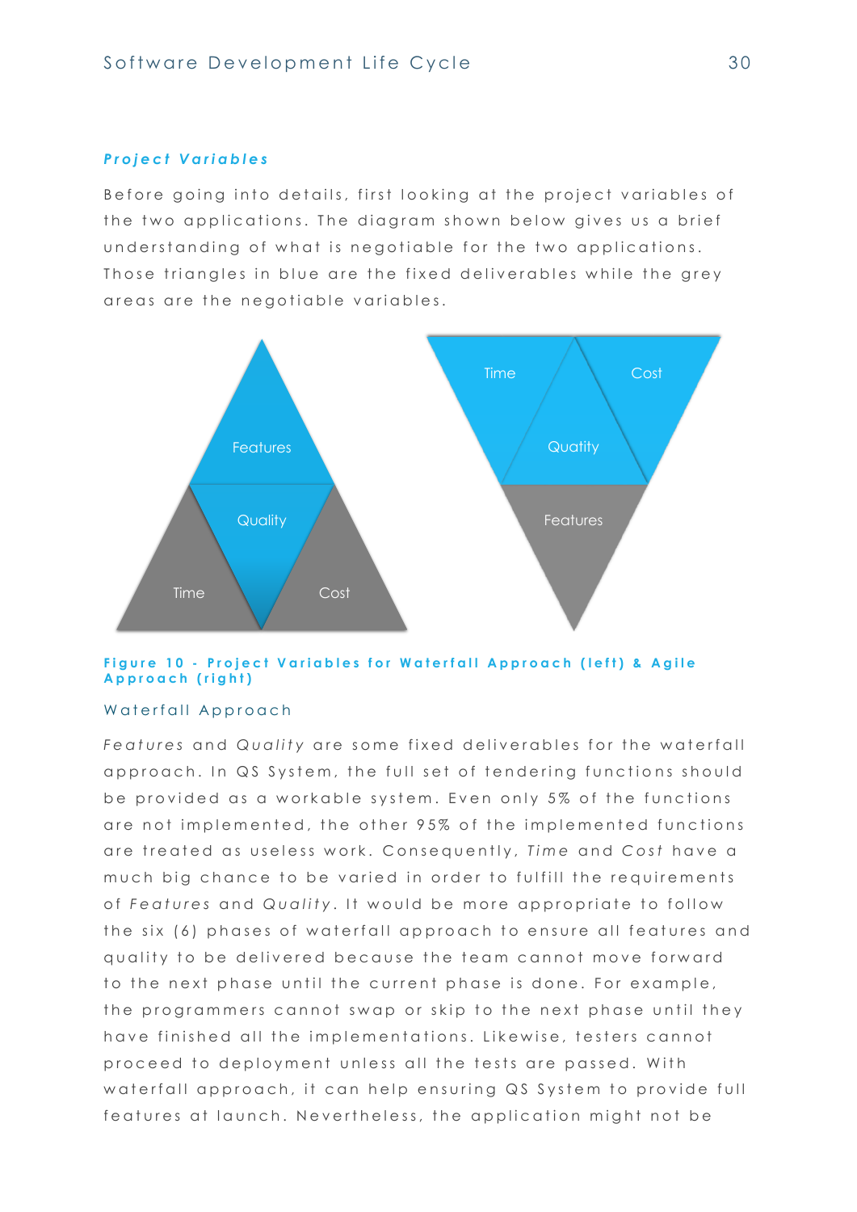### Project Variables

Before going into details, first looking at the project variables of the two applications. The diagram shown below gives us a brief understanding of what is negotiable for the two applications. Those triangles in blue are the fixed deliverables while the grey areas are the negotiable variables.

Figure 10 - Project Variables for Waterfall Approach (left) & Agile Approach (right)

#### Waterfall Approach

*Features* and *Quality* are some fixed deliverables for the waterfall approach. In QS System, the full set of tendering functions should be provided as a workable system. Even only 5% of the functions are not implemented, the other 95% of the implemented functions are treated as useless work. Consequently, *Time* and *Cost* have a much big chance to be varied in order to fulfill the requirements of *Features* and *Quality*. It would be more appropriate to follow the six (6) phases of waterfall approach to ensure all features and quality to be delivered because the team cannot move forward to the next phase until the current phase is done. For example, the programmers cannot swap or skip to the next phase until they have finished all the implementations. Likewise, testers cannot proceed to deployment unless all the tests are passed. With waterfall approach, it can help ensuring QS System to provide full features at launch. Nevertheless, the application might not be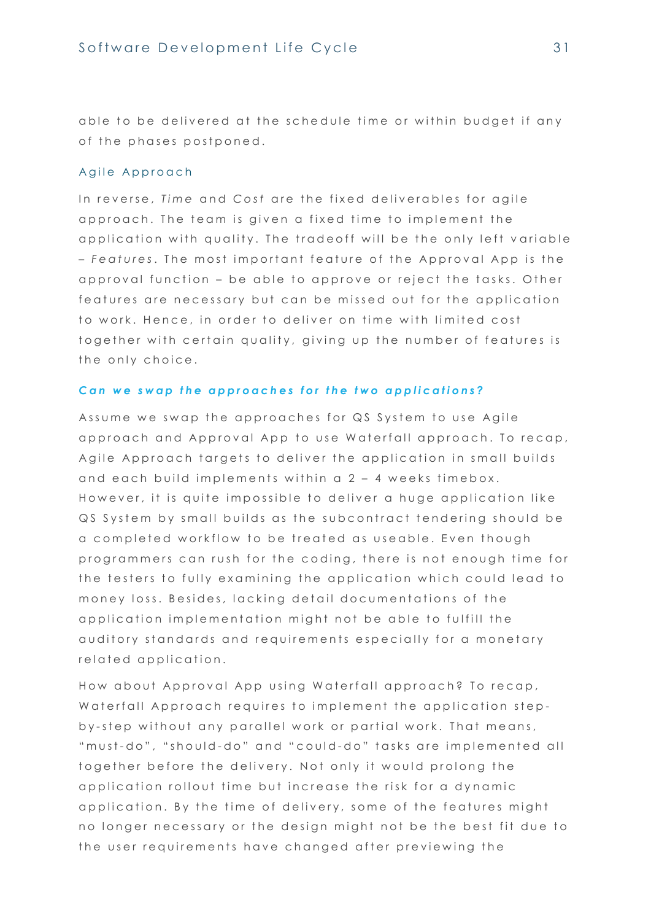able to be delivered at the schedule time or within budget if any of the phases postponed.

### Agile Approach

In reverse, *Time* and *Cost* are the fixed deliverables for agile approach. The team is given a fixed time to implement the application with quality. The tradeoff will be the only left variable – *Features*. The most important feature of the Approval App is the approval function – be able to approve or reject the tasks. Other features are necessary but can be missed out for the application to work. Hence, in order to deliver on time with limited cost together with certain quality, giving up the number of features is the only choice.

***Can we swap the approaches for the two applications?***

Assume we swap the approaches for QS System to use Agile approach and Approval App to use Waterfall approach. To recap, Agile Approach targets to deliver the application in small builds and each build implements within a 2 – 4 weeks timebox. However, it is quite impossible to deliver a huge application like QS System by small builds as the subcontract tendering should be a completed workflow to be treated as useable. Even though programmers can rush for the coding, there is not enough time for the testers to fully examining the application which could lead to money loss. Besides, lacking detail documentations of the application implementation might not be able to fulfill the auditory standards and requirements especially for a monetary related application.

How about Approval App using Waterfall approach? To recap, Waterfall Approach requires to implement the application step-by-step without any parallel work or partial work. That means, "must-do", "should-do" and "could-do" tasks are implemented all together before the delivery. Not only it would prolong the application rollout time but increase the risk for a dynamic application. By the time of delivery, some of the features might no longer necessary or the design might not be the best fit due to the user requirements have changed after previewing the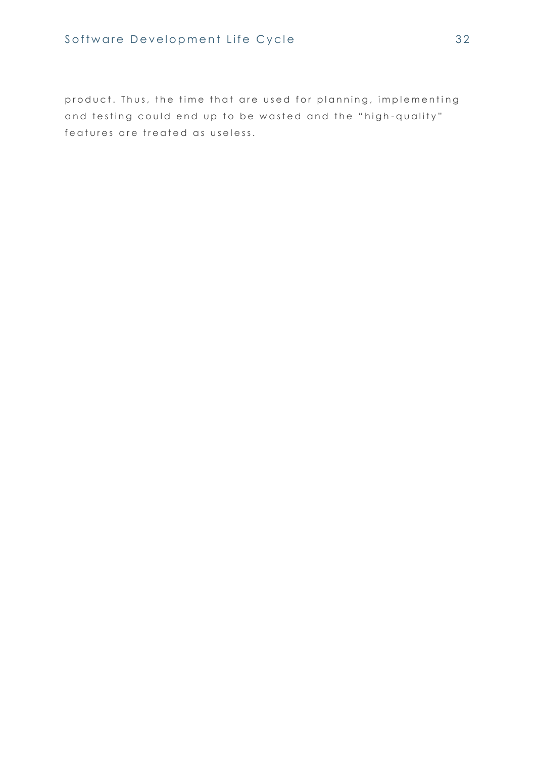product. Thus, the time that are used for planning, implementing and testing could end up to be wasted and the "high-quality" features are treated as useless.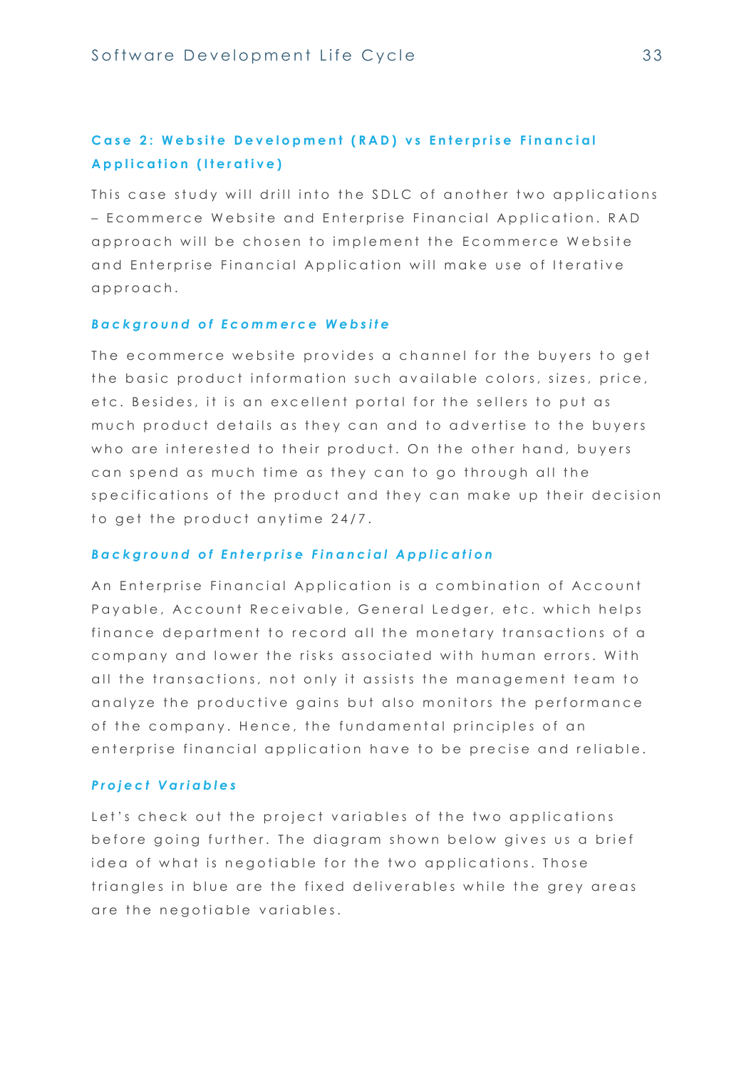## Case 2: Website Development (RAD) vs Enterprise Financial Application (Iterative)

This case study will drill into the SDLC of another two applications – Ecommerce Website and Enterprise Financial Application. RAD approach will be chosen to implement the Ecommerce Website and Enterprise Financial Application will make use of Iterative approach.

### *Background of Ecommerce Website*

The ecommerce website provides a channel for the buyers to get the basic product information such available colors, sizes, price, etc. Besides, it is an excellent portal for the sellers to put as much product details as they can and to advertise to the buyers who are interested to their product. On the other hand, buyers can spend as much time as they can to go through all the specifications of the product and they can make up their decision to get the product anytime 24/7.

### *Background of Enterprise Financial Application*

An Enterprise Financial Application is a combination of Account Payable, Account Receivable, General Ledger, etc. which helps finance department to record all the monetary transactions of a company and lower the risks associated with human errors. With all the transactions, not only it assists the management team to analyze the productive gains but also monitors the performance of the company. Hence, the fundamental principles of an enterprise financial application have to be precise and reliable.

### *Project Variables*

Let's check out the project variables of the two applications before going further. The diagram shown below gives us a brief idea of what is negotiable for the two applications. Those triangles in blue are the fixed deliverables while the grey areas are the negotiable variables.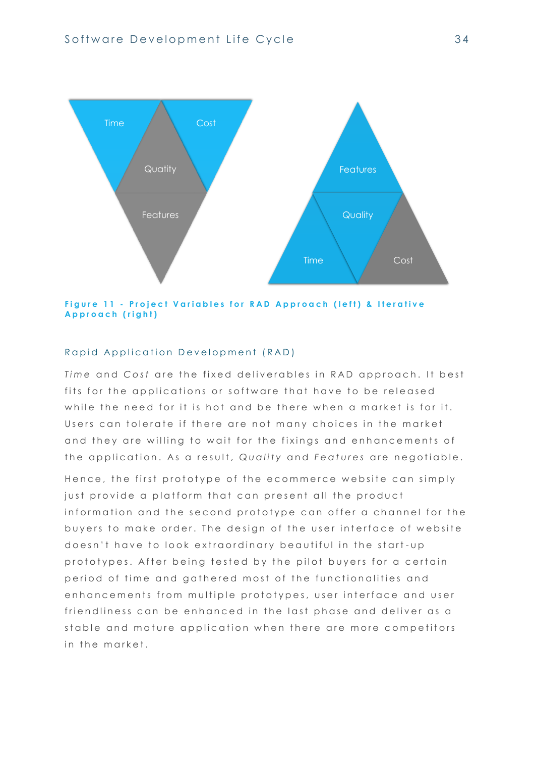Figure 11 - Project Variables for RAD Approach (left) & Iterative Approach (right)

## Rapid Application Development (RAD)

*Time* and *Cost* are the fixed deliverables in RAD approach. It best fits for the applications or software that have to be released while the need for it is hot and be there when a market is for it. Users can tolerate if there are not many choices in the market and they are willing to wait for the fixings and enhancements of the application. As a result, *Quality* and *Features* are negotiable.

Hence, the first prototype of the ecommerce website can simply just provide a platform that can present all the product information and the second prototype can offer a channel for the buyers to make order. The design of the user interface of website doesn't have to look extraordinary beautiful in the start-up prototypes. After being tested by the pilot buyers for a certain period of time and gathered most of the functionalities and enhancements from multiple prototypes, user interface and user friendliness can be enhanced in the last phase and deliver as a stable and mature application when there are more competitors in the market.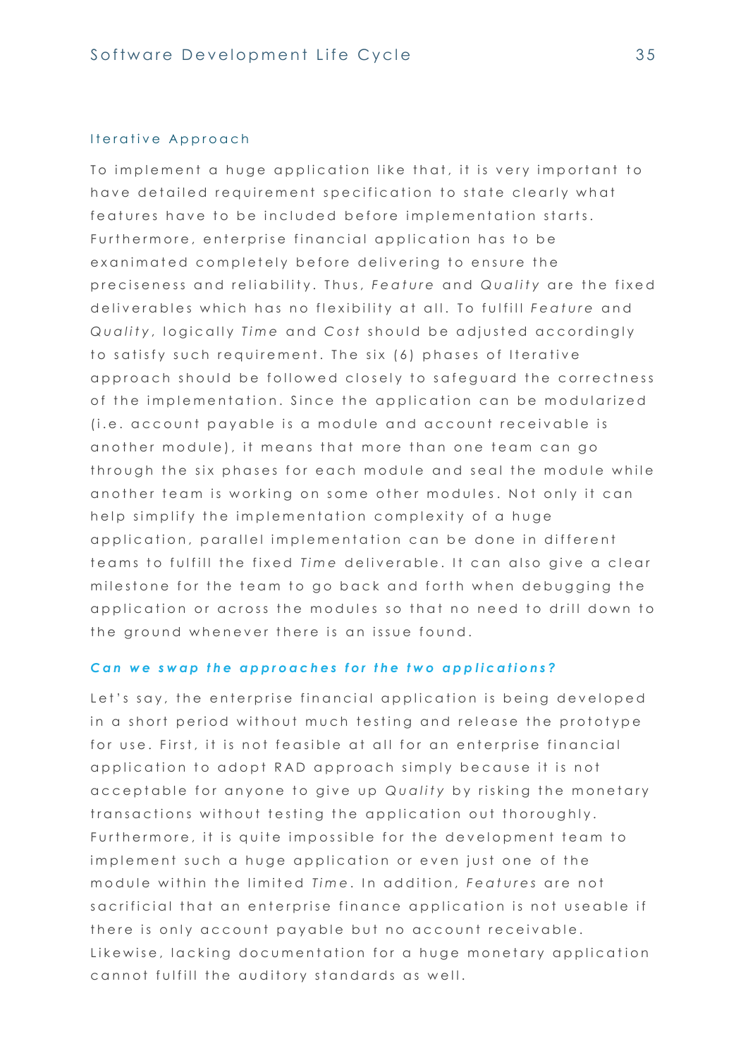### Iterative Approach

To implement a huge application like that, it is very important to have detailed requirement specification to state clearly what features have to be included before implementation starts. Furthermore, enterprise financial application has to be exanimated completely before delivering to ensure the preciseness and reliability. Thus, *Feature* and *Quality* are the fixed deliverables which has no flexibility at all. To fulfill *Feature* and *Quality*, logically *Time* and *Cost* should be adjusted accordingly to satisfy such requirement. The six (6) phases of Iterative approach should be followed closely to safeguard the correctness of the implementation. Since the application can be modularized (i.e. account payable is a module and account receivable is another module), it means that more than one team can go through the six phases for each module and seal the module while another team is working on some other modules. Not only it can help simplify the implementation complexity of a huge application, parallel implementation can be done in different teams to fulfill the fixed *Time* deliverable. It can also give a clear milestone for the team to go back and forth when debugging the application or across the modules so that no need to drill down to the ground whenever there is an issue found.

***Can we swap the approaches for the two applications?***

Let's say, the enterprise financial application is being developed in a short period without much testing and release the prototype for use. First, it is not feasible at all for an enterprise financial application to adopt RAD approach simply because it is not acceptable for anyone to give up *Quality* by risking the monetary transactions without testing the application out thoroughly. Furthermore, it is quite impossible for the development team to implement such a huge application or even just one of the module within the limited *Time*. In addition, *Features* are not sacrificial that an enterprise finance application is not useable if there is only account payable but no account receivable. Likewise, lacking documentation for a huge monetary application cannot fulfill the auditory standards as well.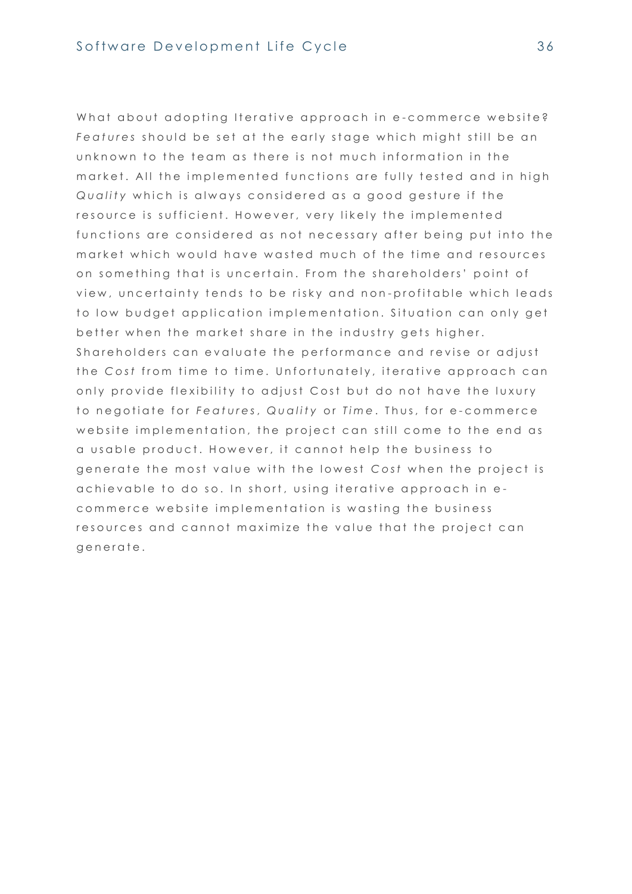What about adopting Iterative approach in e-commerce website? *Features* should be set at the early stage which might still be an unknown to the team as there is not much information in the market. All the implemented functions are fully tested and in high *Quality* which is always considered as a good gesture if the resource is sufficient. However, very likely the implemented functions are considered as not necessary after being put into the market which would have wasted much of the time and resources on something that is uncertain. From the shareholders' point of view, uncertainty tends to be risky and non-profitable which leads to low budget application implementation. Situation can only get better when the market share in the industry gets higher. Shareholders can evaluate the performance and revise or adjust the *Cost* from time to time. Unfortunately, iterative approach can only provide flexibility to adjust Cost but do not have the luxury to negotiate for *Features*, *Quality* or *Time*. Thus, for e-commerce website implementation, the project can still come to the end as a usable product. However, it cannot help the business to generate the most value with the lowest *Cost* when the project is achievable to do so. In short, using iterative approach in e-commerce website implementation is wasting the business resources and cannot maximize the value that the project can generate.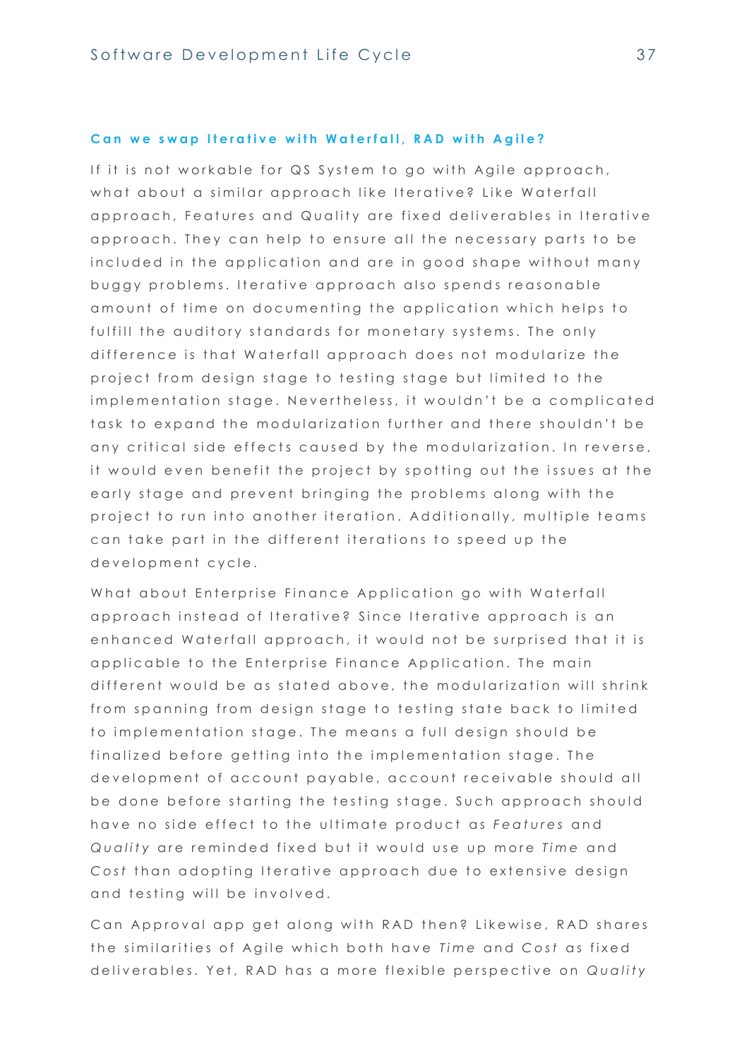### Can we swap Iterative with Waterfall, RAD with Agile?

If it is not workable for QS System to go with Agile approach, what about a similar approach like Iterative? Like Waterfall approach, Features and Quality are fixed deliverables in Iterative approach. They can help to ensure all the necessary parts to be included in the application and are in good shape without many buggy problems. Iterative approach also spends reasonable amount of time on documenting the application which helps to fulfill the auditory standards for monetary systems. The only difference is that Waterfall approach does not modularize the project from design stage to testing stage but limited to the implementation stage. Nevertheless, it wouldn't be a complicated task to expand the modularization further and there shouldn't be any critical side effects caused by the modularization. In reverse, it would even benefit the project by spotting out the issues at the early stage and prevent bringing the problems along with the project to run into another iteration. Additionally, multiple teams can take part in the different iterations to speed up the development cycle.

What about Enterprise Finance Application go with Waterfall approach instead of Iterative? Since Iterative approach is an enhanced Waterfall approach, it would not be surprised that it is applicable to the Enterprise Finance Application. The main different would be as stated above, the modularization will shrink from spanning from design stage to testing state back to limited to implementation stage. The means a full design should be finalized before getting into the implementation stage. The development of account payable, account receivable should all be done before starting the testing stage. Such approach should have no side effect to the ultimate product as *Features* and *Quality* are reminded fixed but it would use up more *Time* and *Cost* than adopting Iterative approach due to extensive design and testing will be involved.

Can Approval app get along with RAD then? Likewise, RAD shares the similarities of Agile which both have *Time* and *Cost* as fixed deliverables. Yet, RAD has a more flexible perspective on *Quality*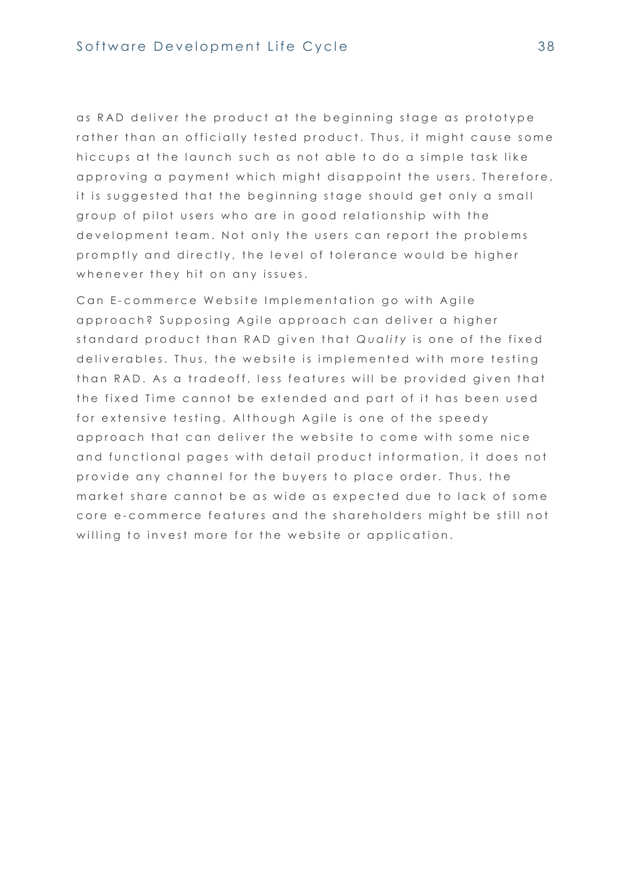as RAD deliver the product at the beginning stage as prototype rather than an officially tested product. Thus, it might cause some hiccups at the launch such as not able to do a simple task like approving a payment which might disappoint the users. Therefore, it is suggested that the beginning stage should get only a small group of pilot users who are in good relationship with the development team. Not only the users can report the problems promptly and directly, the level of tolerance would be higher whenever they hit on any issues.

Can E-commerce Website Implementation go with Agile approach? Supposing Agile approach can deliver a higher standard product than RAD given that *Quality* is one of the fixed deliverables. Thus, the website is implemented with more testing than RAD. As a tradeoff, less features will be provided given that the fixed Time cannot be extended and part of it has been used for extensive testing. Although Agile is one of the speedy approach that can deliver the website to come with some nice and functional pages with detail product information, it does not provide any channel for the buyers to place order. Thus, the market share cannot be as wide as expected due to lack of some core e-commerce features and the shareholders might be still not willing to invest more for the website or application.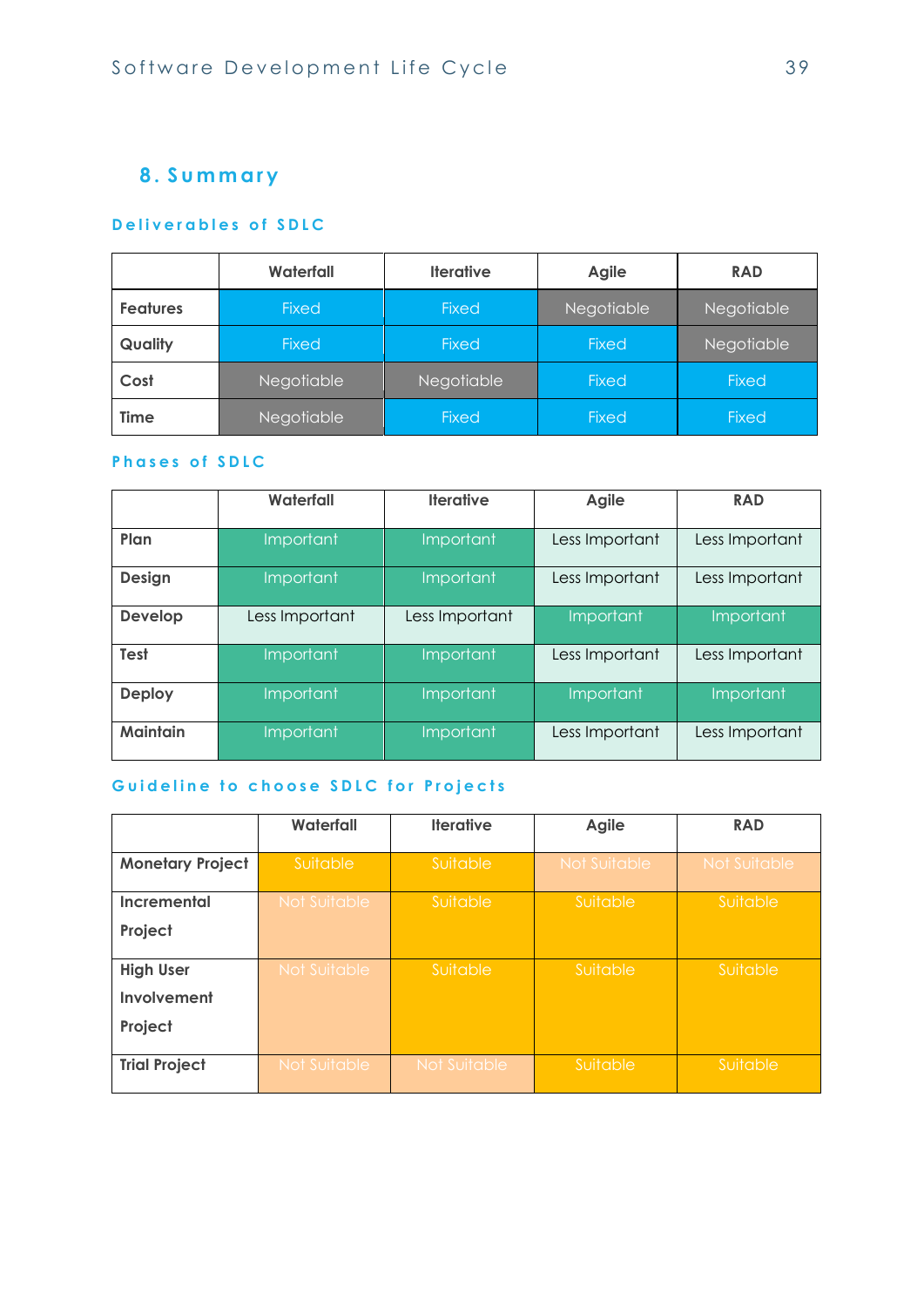# 8. Summary

### Deliverables of SDLC

| | Waterfall | Iterative | Agile | RAD |
|---|---|---|---|---|
| **Features** | Fixed | Fixed | Negotiable | Negotiable |
| **Quality** | Fixed | Fixed | Fixed | Negotiable |
| **Cost** | Negotiable | Negotiable | Fixed | Fixed |
| **Time** | Negotiable | Fixed | Fixed | Fixed |

### Phases of SDLC

| | Waterfall | Iterative | Agile | RAD |
|---|---|---|---|---|
| **Plan** | Important | Important | Less Important | Less Important |
| **Design** | Important | Important | Less Important | Less Important |
| **Develop** | Less Important | Less Important | Important | Important |
| **Test** | Important | Important | Less Important | Less Important |
| **Deploy** | Important | Important | Important | Important |
| **Maintain** | Important | Important | Less Important | Less Important |

### Guideline to choose SDLC for Projects

| | Waterfall | Iterative | Agile | RAD |
|---|---|---|---|---|
| **Monetary Project** | Suitable | Suitable | Not Suitable | Not Suitable |
| **Incremental Project** | Not Suitable | Suitable | Suitable | Suitable |
| **High User Involvement Project** | Not Suitable | Suitable | Suitable | Suitable |
| **Trial Project** | Not Suitable | Not Suitable | Suitable | Suitable |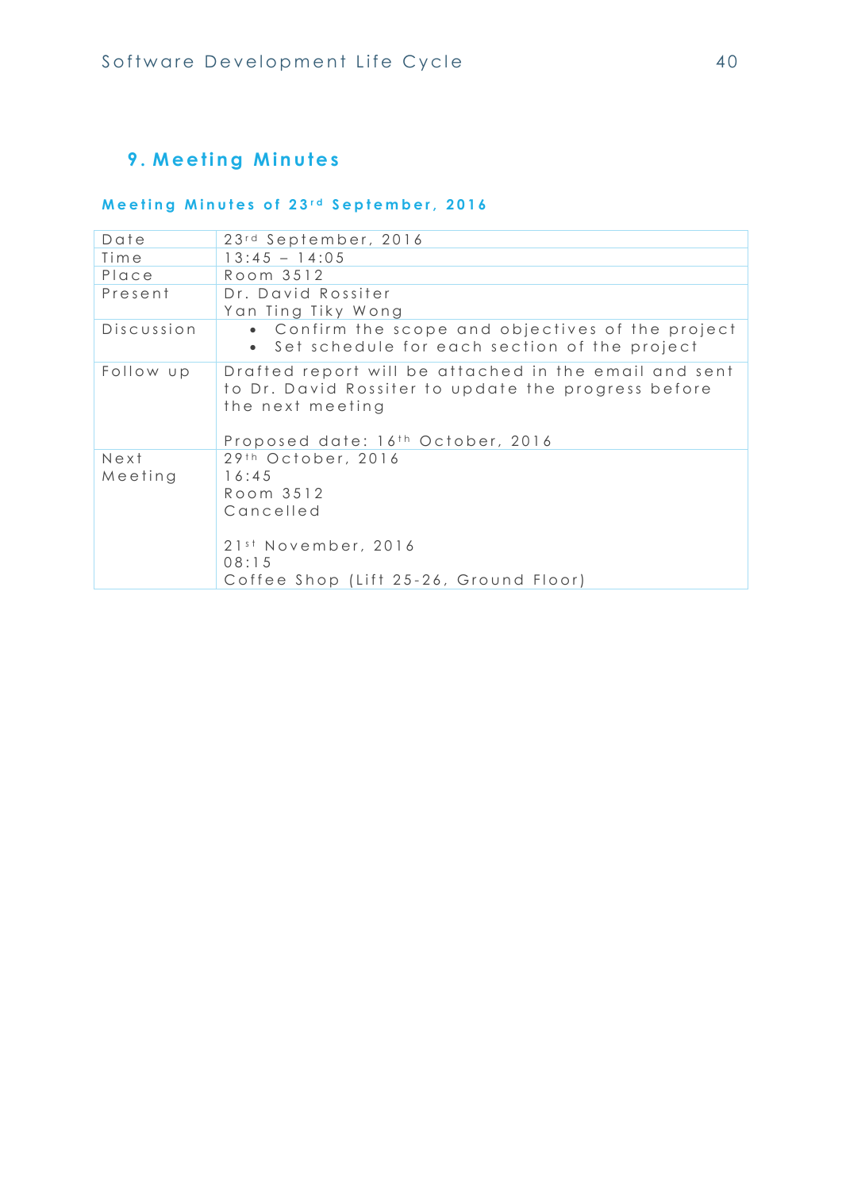# 9. Meeting Minutes

### Meeting Minutes of 23rd September, 2016

| Date | 23rd September, 2016 |
|---|---|
| Time | 13:45 – 14:05 |
| Place | Room 3512 |
| Present | Dr. David Rossiter<br>Yan Ting Tiky Wong |
| Discussion | • Confirm the scope and objectives of the project<br>• Set schedule for each section of the project |
| Follow up | Drafted report will be attached in the email and sent to Dr. David Rossiter to update the progress before the next meeting<br><br>Proposed date: 16th October, 2016 |
| Next Meeting | 29th October, 2016<br>16:45<br>Room 3512<br>Cancelled<br><br>21st November, 2016<br>08:15<br>Coffee Shop (Lift 25-26, Ground Floor) |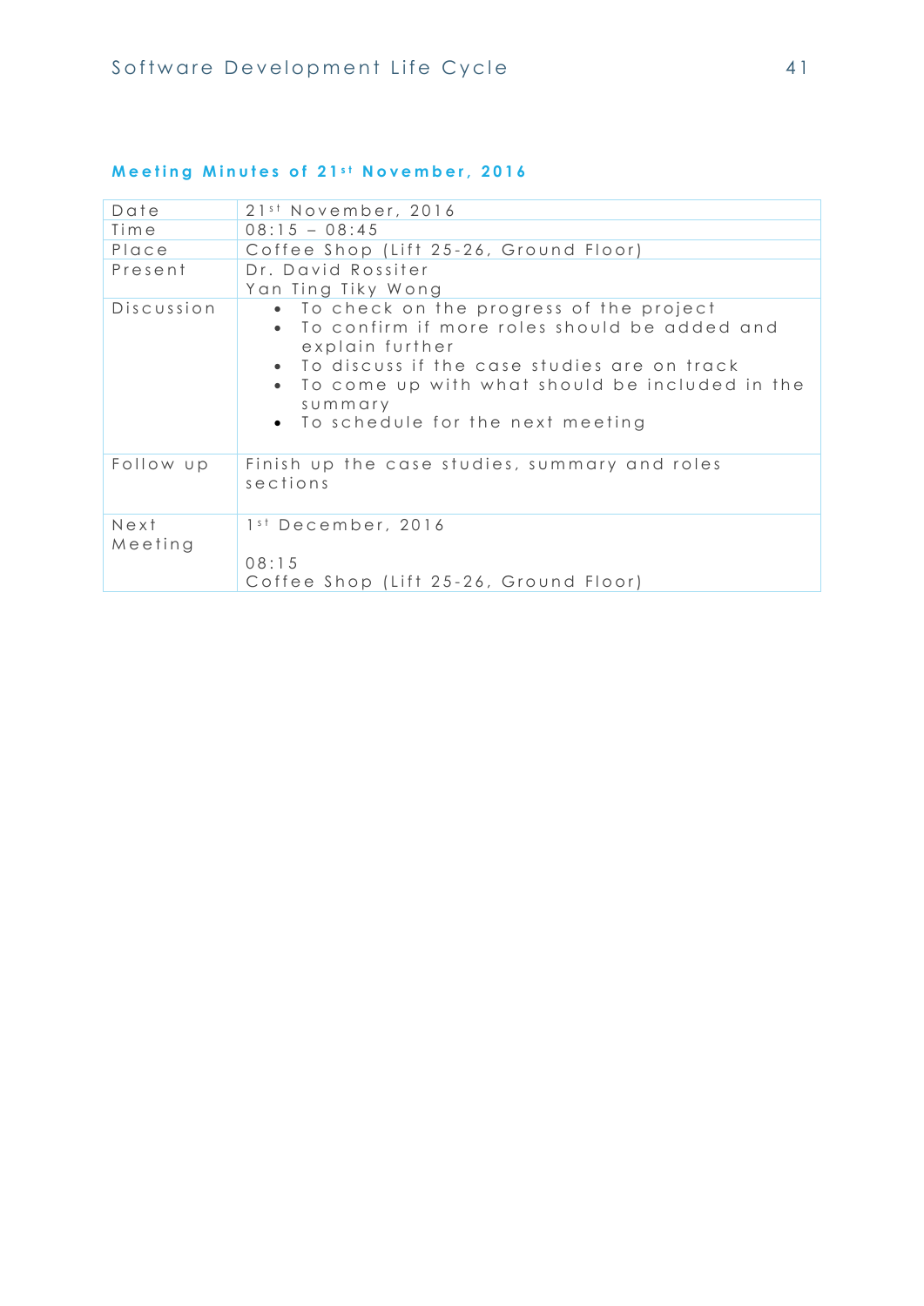## Meeting Minutes of 21st November, 2016

| Date | 21st November, 2016 |
|---|---|
| Time | 08:15 – 08:45 |
| Place | Coffee Shop (Lift 25-26, Ground Floor) |
| Present | Dr. David Rossiter<br>Yan Ting Tiky Wong |
| Discussion | • To check on the progress of the project<br>• To confirm if more roles should be added and explain further<br>• To discuss if the case studies are on track<br>• To come up with what should be included in the summary<br>• To schedule for the next meeting |
| Follow up | Finish up the case studies, summary and roles sections |
| Next Meeting | 1st December, 2016<br><br>08:15<br>Coffee Shop (Lift 25-26, Ground Floor) |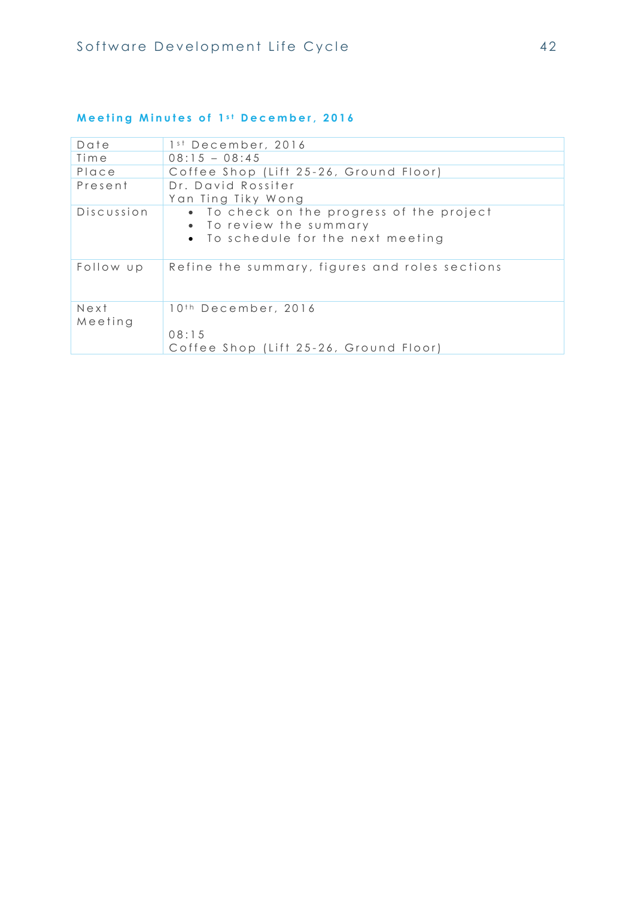## Meeting Minutes of 1st December, 2016

| Date | 1st December, 2016 |
|---|---|
| Time | 08:15 – 08:45 |
| Place | Coffee Shop (Lift 25-26, Ground Floor) |
| Present | Dr. David Rossiter<br>Yan Ting Tiky Wong |
| Discussion | • To check on the progress of the project<br>• To review the summary<br>• To schedule for the next meeting |
| Follow up | Refine the summary, figures and roles sections |
| Next Meeting | 10th December, 2016<br><br>08:15<br>Coffee Shop (Lift 25-26, Ground Floor) |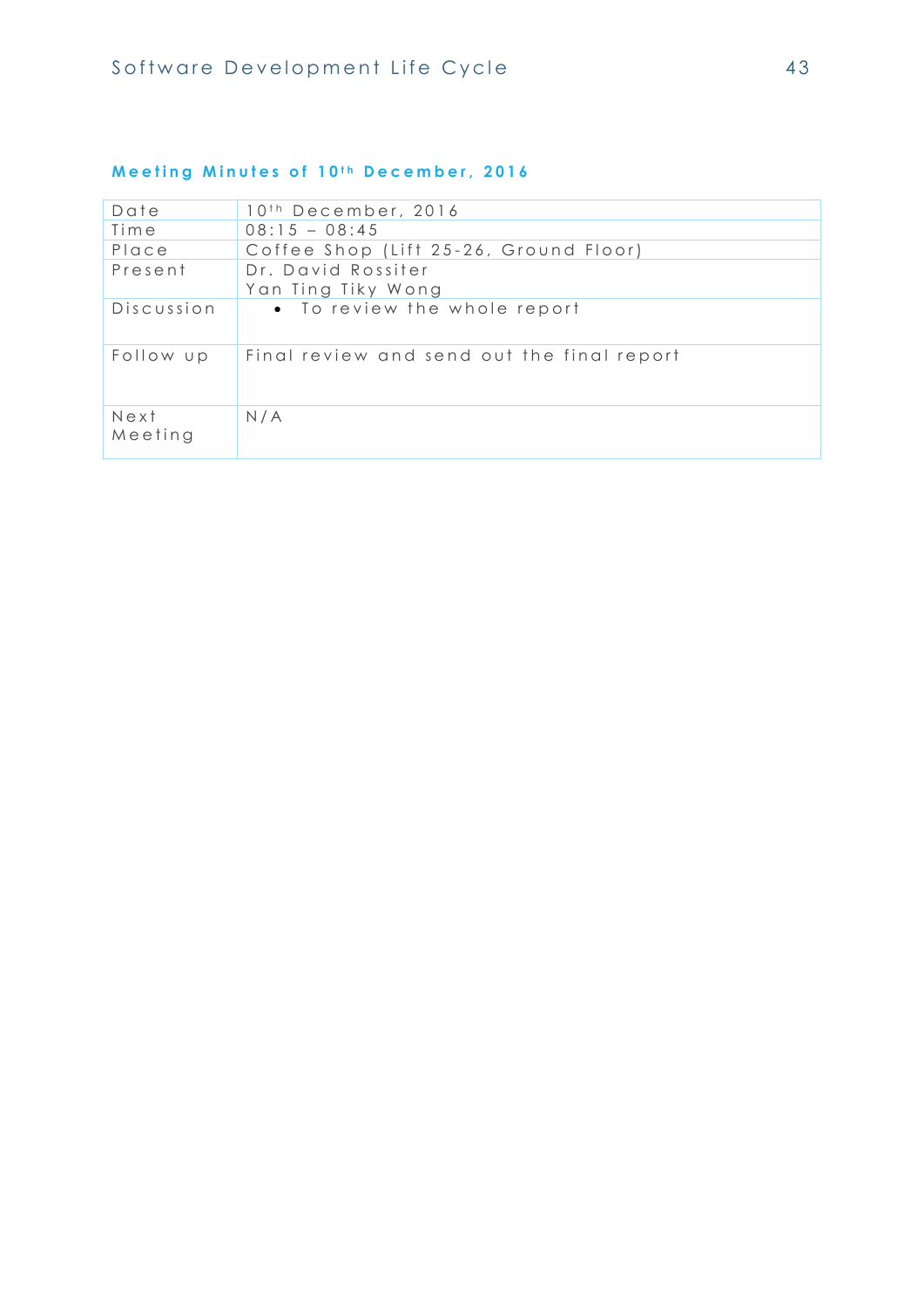### Meeting Minutes of 10th December, 2016

| | |
|---|---|
| Date | 10th December, 2016 |
| Time | 08:15 – 08:45 |
| Place | Coffee Shop (Lift 25-26, Ground Floor) |
| Present | Dr. David Rossiter<br>Yan Ting Tiky Wong |
| Discussion | • To review the whole report |
| Follow up | Final review and send out the final report |
| Next Meeting | N/A |